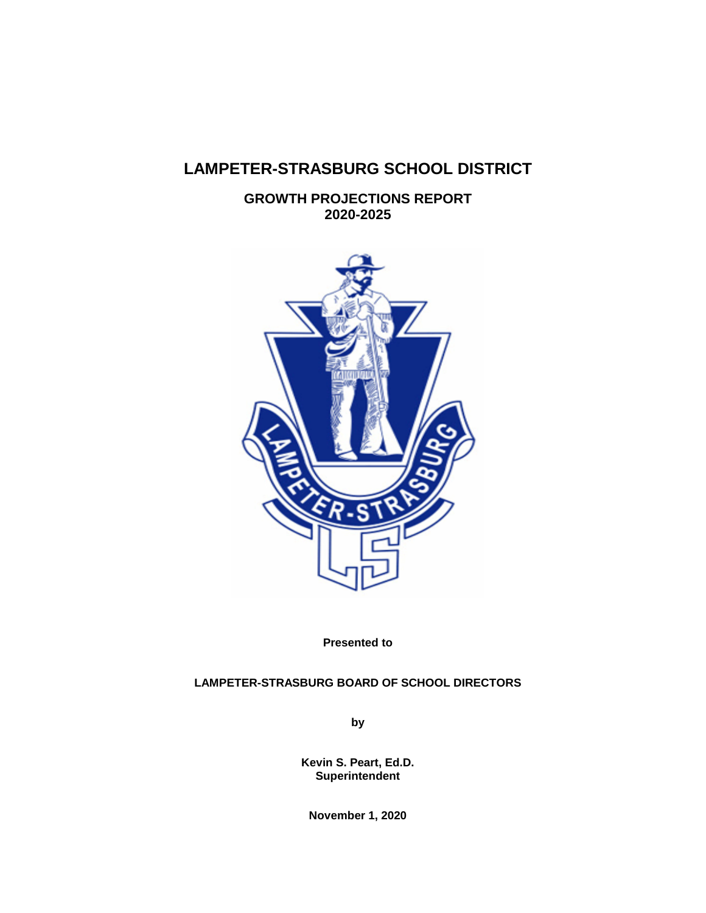# LAMPETER-STRASBURG SCHOOL DISTRICT

## GROWTH PROJECTIONS REPORT
## 2020-2025

**Presented to**

**LAMPETER-STRASBURG BOARD OF SCHOOL DIRECTORS**

**by**

**Kevin S. Peart, Ed.D.**
**Superintendent**

**November 1, 2020**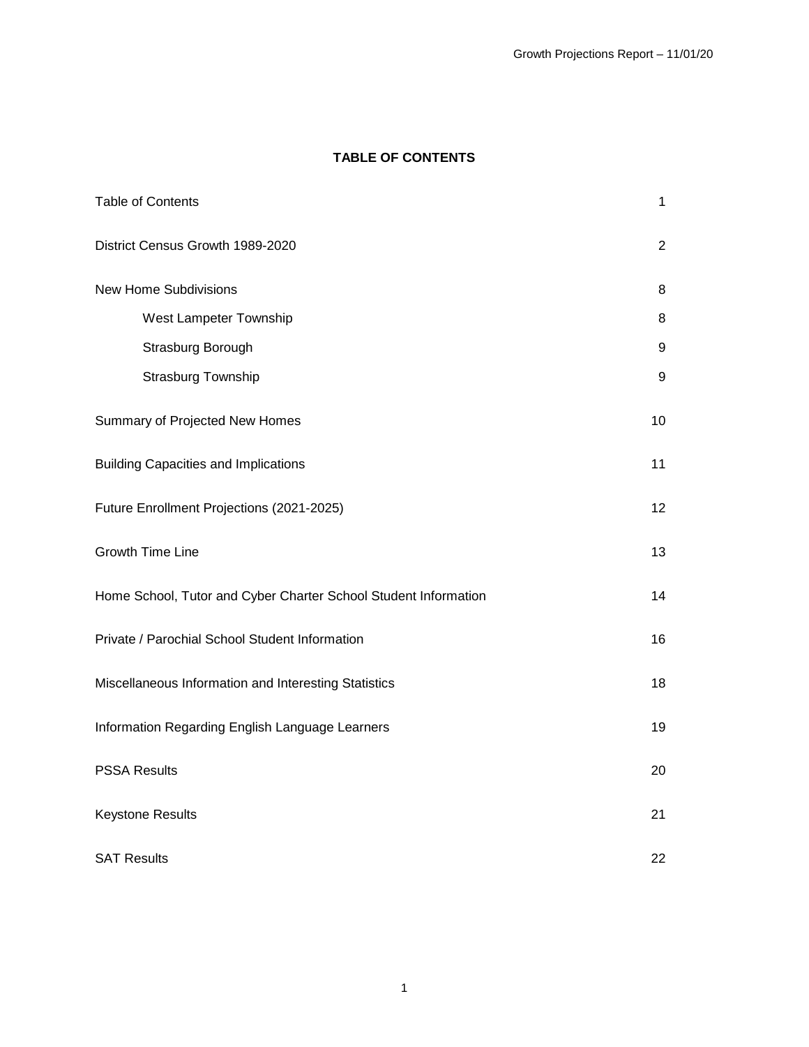# TABLE OF CONTENTS

| | |
|---|---|
| Table of Contents | 1 |
| District Census Growth 1989-2020 | 2 |
| New Home Subdivisions | 8 |
| West Lampeter Township | 8 |
| Strasburg Borough | 9 |
| Strasburg Township | 9 |
| Summary of Projected New Homes | 10 |
| Building Capacities and Implications | 11 |
| Future Enrollment Projections (2021-2025) | 12 |
| Growth Time Line | 13 |
| Home School, Tutor and Cyber Charter School Student Information | 14 |
| Private / Parochial School Student Information | 16 |
| Miscellaneous Information and Interesting Statistics | 18 |
| Information Regarding English Language Learners | 19 |
| PSSA Results | 20 |
| Keystone Results | 21 |
| SAT Results | 22 |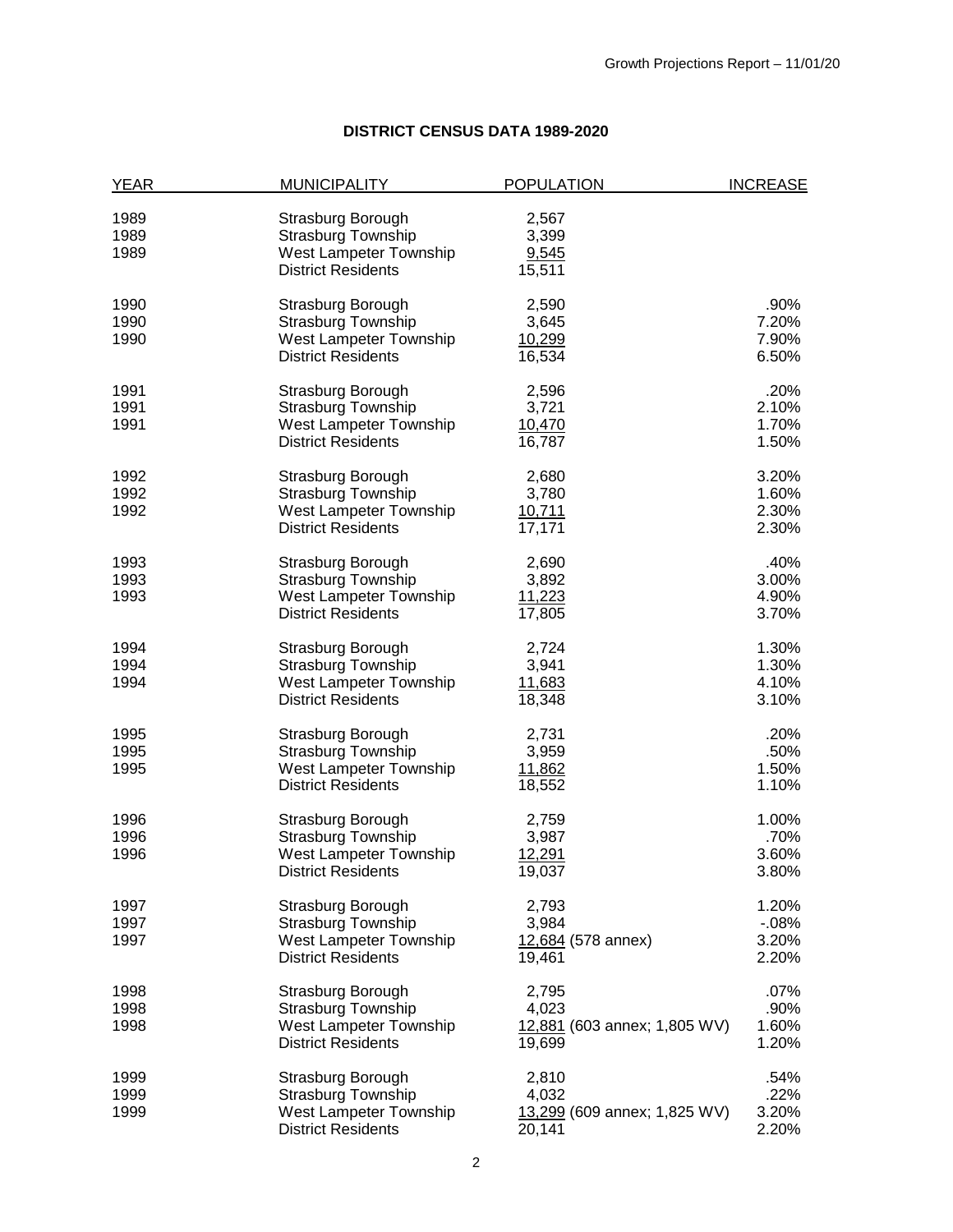## DISTRICT CENSUS DATA 1989-2020

| YEAR | MUNICIPALITY | POPULATION | INCREASE |
|---|---|---|---|
| 1989 | Strasburg Borough | 2,567 | |
| 1989 | Strasburg Township | 3,399 | |
| 1989 | West Lampeter Township | 9,545 | |
| | District Residents | 15,511 | |
| 1990 | Strasburg Borough | 2,590 | .90% |
| 1990 | Strasburg Township | 3,645 | 7.20% |
| 1990 | West Lampeter Township | 10,299 | 7.90% |
| | District Residents | 16,534 | 6.50% |
| 1991 | Strasburg Borough | 2,596 | .20% |
| 1991 | Strasburg Township | 3,721 | 2.10% |
| 1991 | West Lampeter Township | 10,470 | 1.70% |
| | District Residents | 16,787 | 1.50% |
| 1992 | Strasburg Borough | 2,680 | 3.20% |
| 1992 | Strasburg Township | 3,780 | 1.60% |
| 1992 | West Lampeter Township | 10,711 | 2.30% |
| | District Residents | 17,171 | 2.30% |
| 1993 | Strasburg Borough | 2,690 | .40% |
| 1993 | Strasburg Township | 3,892 | 3.00% |
| 1993 | West Lampeter Township | 11,223 | 4.90% |
| | District Residents | 17,805 | 3.70% |
| 1994 | Strasburg Borough | 2,724 | 1.30% |
| 1994 | Strasburg Township | 3,941 | 1.30% |
| 1994 | West Lampeter Township | 11,683 | 4.10% |
| | District Residents | 18,348 | 3.10% |
| 1995 | Strasburg Borough | 2,731 | .20% |
| 1995 | Strasburg Township | 3,959 | .50% |
| 1995 | West Lampeter Township | 11,862 | 1.50% |
| | District Residents | 18,552 | 1.10% |
| 1996 | Strasburg Borough | 2,759 | 1.00% |
| 1996 | Strasburg Township | 3,987 | .70% |
| 1996 | West Lampeter Township | 12,291 | 3.60% |
| | District Residents | 19,037 | 3.80% |
| 1997 | Strasburg Borough | 2,793 | 1.20% |
| 1997 | Strasburg Township | 3,984 | -.08% |
| 1997 | West Lampeter Township | 12,684 (578 annex) | 3.20% |
| | District Residents | 19,461 | 2.20% |
| 1998 | Strasburg Borough | 2,795 | .07% |
| 1998 | Strasburg Township | 4,023 | .90% |
| 1998 | West Lampeter Township | 12,881 (603 annex; 1,805 WV) | 1.60% |
| | District Residents | 19,699 | 1.20% |
| 1999 | Strasburg Borough | 2,810 | .54% |
| 1999 | Strasburg Township | 4,032 | .22% |
| 1999 | West Lampeter Township | 13,299 (609 annex; 1,825 WV) | 3.20% |
| | District Residents | 20,141 | 2.20% |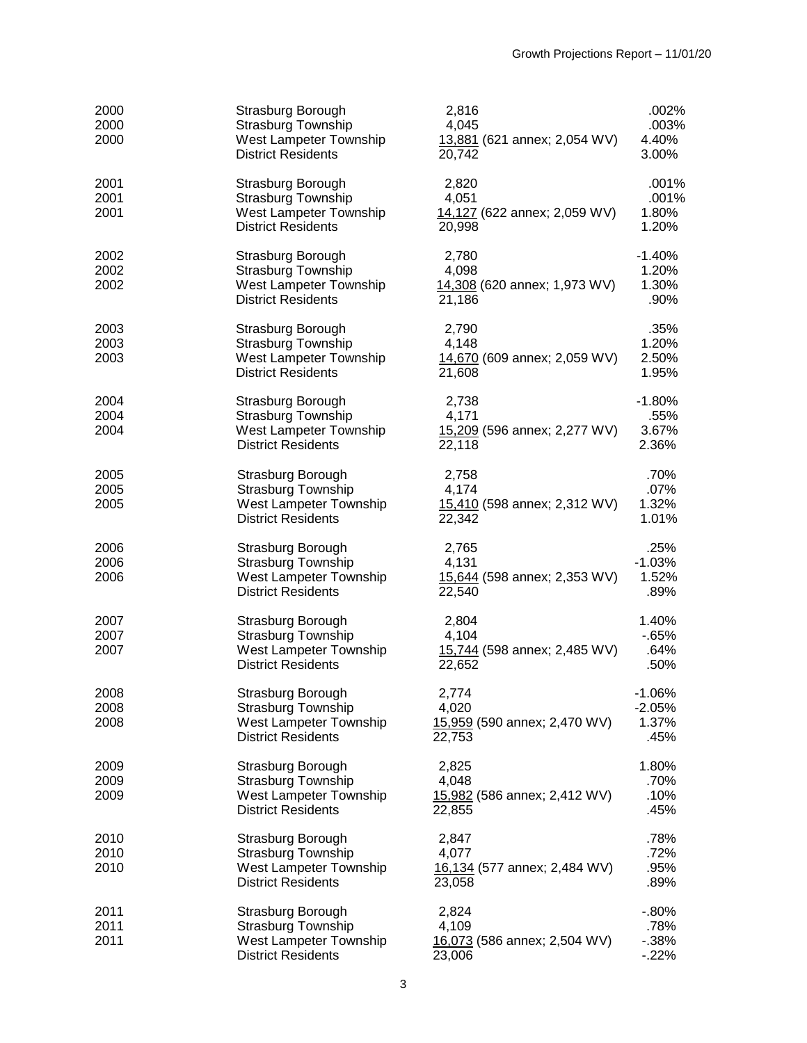| Year | Municipality | Population | Change |
|---|---|---|---|
| 2000 | Strasburg Borough | 2,816 | .002% |
| 2000 | Strasburg Township | 4,045 | .003% |
| 2000 | West Lampeter Township | 13,881 (621 annex; 2,054 WV) | 4.40% |
| | District Residents | 20,742 | 3.00% |
| 2001 | Strasburg Borough | 2,820 | .001% |
| 2001 | Strasburg Township | 4,051 | .001% |
| 2001 | West Lampeter Township | 14,127 (622 annex; 2,059 WV) | 1.80% |
| | District Residents | 20,998 | 1.20% |
| 2002 | Strasburg Borough | 2,780 | -1.40% |
| 2002 | Strasburg Township | 4,098 | 1.20% |
| 2002 | West Lampeter Township | 14,308 (620 annex; 1,973 WV) | 1.30% |
| | District Residents | 21,186 | .90% |
| 2003 | Strasburg Borough | 2,790 | .35% |
| 2003 | Strasburg Township | 4,148 | 1.20% |
| 2003 | West Lampeter Township | 14,670 (609 annex; 2,059 WV) | 2.50% |
| | District Residents | 21,608 | 1.95% |
| 2004 | Strasburg Borough | 2,738 | -1.80% |
| 2004 | Strasburg Township | 4,171 | .55% |
| 2004 | West Lampeter Township | 15,209 (596 annex; 2,277 WV) | 3.67% |
| | District Residents | 22,118 | 2.36% |
| 2005 | Strasburg Borough | 2,758 | .70% |
| 2005 | Strasburg Township | 4,174 | .07% |
| 2005 | West Lampeter Township | 15,410 (598 annex; 2,312 WV) | 1.32% |
| | District Residents | 22,342 | 1.01% |
| 2006 | Strasburg Borough | 2,765 | .25% |
| 2006 | Strasburg Township | 4,131 | -1.03% |
| 2006 | West Lampeter Township | 15,644 (598 annex; 2,353 WV) | 1.52% |
| | District Residents | 22,540 | .89% |
| 2007 | Strasburg Borough | 2,804 | 1.40% |
| 2007 | Strasburg Township | 4,104 | -.65% |
| 2007 | West Lampeter Township | 15,744 (598 annex; 2,485 WV) | .64% |
| | District Residents | 22,652 | .50% |
| 2008 | Strasburg Borough | 2,774 | -1.06% |
| 2008 | Strasburg Township | 4,020 | -2.05% |
| 2008 | West Lampeter Township | 15,959 (590 annex; 2,470 WV) | 1.37% |
| | District Residents | 22,753 | .45% |
| 2009 | Strasburg Borough | 2,825 | 1.80% |
| 2009 | Strasburg Township | 4,048 | .70% |
| 2009 | West Lampeter Township | 15,982 (586 annex; 2,412 WV) | .10% |
| | District Residents | 22,855 | .45% |
| 2010 | Strasburg Borough | 2,847 | .78% |
| 2010 | Strasburg Township | 4,077 | .72% |
| 2010 | West Lampeter Township | 16,134 (577 annex; 2,484 WV) | .95% |
| | District Residents | 23,058 | .89% |
| 2011 | Strasburg Borough | 2,824 | -.80% |
| 2011 | Strasburg Township | 4,109 | .78% |
| 2011 | West Lampeter Township | 16,073 (586 annex; 2,504 WV) | -.38% |
| | District Residents | 23,006 | -.22% |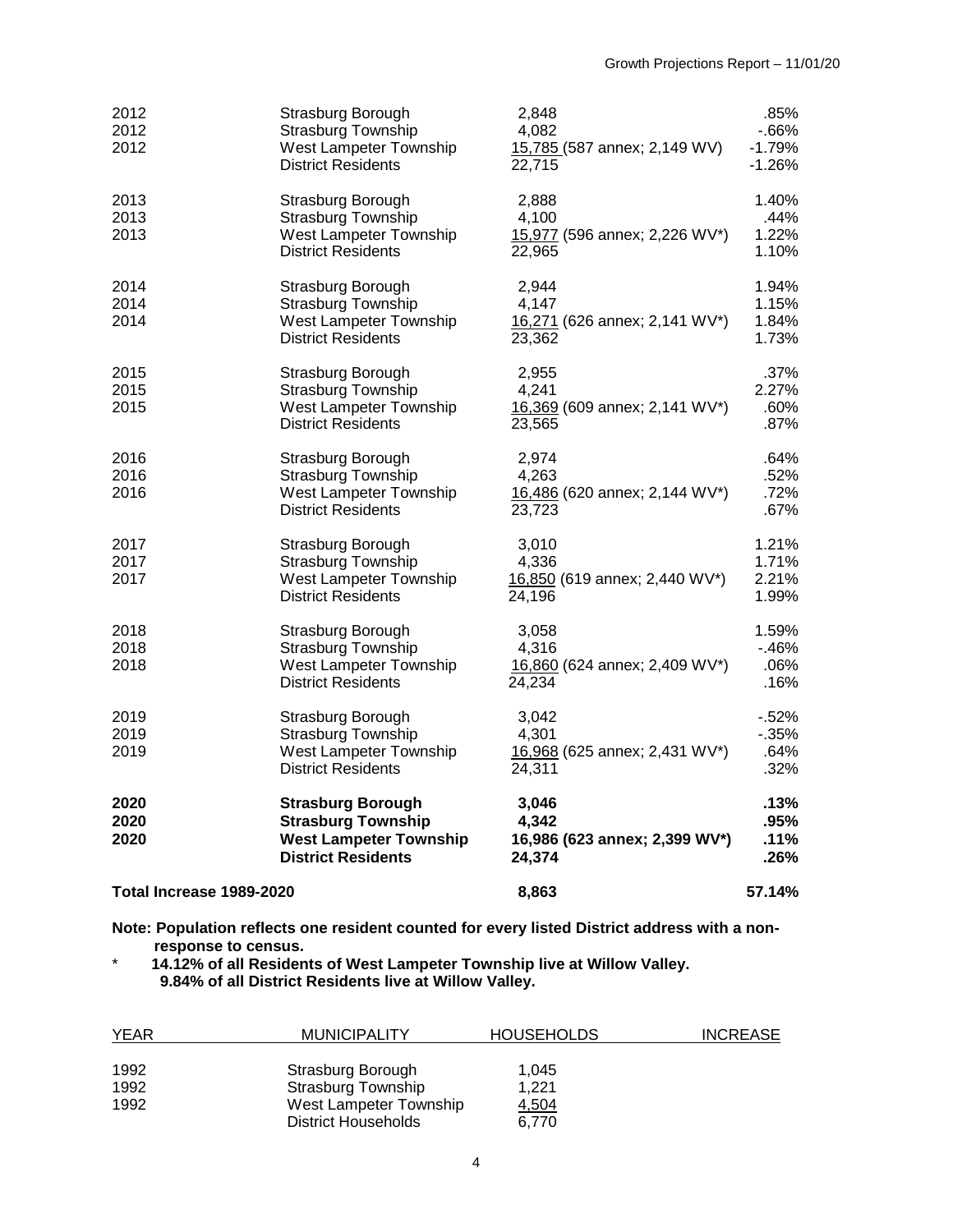| | | | |
|---|---|---|---|
| 2012 | Strasburg Borough | 2,848 | .85% |
| 2012 | Strasburg Township | 4,082 | -.66% |
| 2012 | West Lampeter Township | 15,785 (587 annex; 2,149 WV) | -1.79% |
| | District Residents | 22,715 | -1.26% |
| 2013 | Strasburg Borough | 2,888 | 1.40% |
| 2013 | Strasburg Township | 4,100 | .44% |
| 2013 | West Lampeter Township | 15,977 (596 annex; 2,226 WV*) | 1.22% |
| | District Residents | 22,965 | 1.10% |
| 2014 | Strasburg Borough | 2,944 | 1.94% |
| 2014 | Strasburg Township | 4,147 | 1.15% |
| 2014 | West Lampeter Township | 16,271 (626 annex; 2,141 WV*) | 1.84% |
| | District Residents | 23,362 | 1.73% |
| 2015 | Strasburg Borough | 2,955 | .37% |
| 2015 | Strasburg Township | 4,241 | 2.27% |
| 2015 | West Lampeter Township | 16,369 (609 annex; 2,141 WV*) | .60% |
| | District Residents | 23,565 | .87% |
| 2016 | Strasburg Borough | 2,974 | .64% |
| 2016 | Strasburg Township | 4,263 | .52% |
| 2016 | West Lampeter Township | 16,486 (620 annex; 2,144 WV*) | .72% |
| | District Residents | 23,723 | .67% |
| 2017 | Strasburg Borough | 3,010 | 1.21% |
| 2017 | Strasburg Township | 4,336 | 1.71% |
| 2017 | West Lampeter Township | 16,850 (619 annex; 2,440 WV*) | 2.21% |
| | District Residents | 24,196 | 1.99% |
| 2018 | Strasburg Borough | 3,058 | 1.59% |
| 2018 | Strasburg Township | 4,316 | -.46% |
| 2018 | West Lampeter Township | 16,860 (624 annex; 2,409 WV*) | .06% |
| | District Residents | 24,234 | .16% |
| 2019 | Strasburg Borough | 3,042 | -.52% |
| 2019 | Strasburg Township | 4,301 | -.35% |
| 2019 | West Lampeter Township | 16,968 (625 annex; 2,431 WV*) | .64% |
| | District Residents | 24,311 | .32% |
| **2020** | **Strasburg Borough** | **3,046** | **.13%** |
| **2020** | **Strasburg Township** | **4,342** | **.95%** |
| **2020** | **West Lampeter Township** | **16,986 (623 annex; 2,399 WV*)** | **.11%** |
| | **District Residents** | **24,374** | **.26%** |
| **Total Increase 1989-2020** | | **8,863** | **57.14%** |

**Note: Population reflects one resident counted for every listed District address with a non-response to census.**

\* **14.12% of all Residents of West Lampeter Township live at Willow Valley.**
**9.84% of all District Residents live at Willow Valley.**

| YEAR | MUNICIPALITY | HOUSEHOLDS | INCREASE |
|---|---|---|---|
| 1992 | Strasburg Borough | 1,045 | |
| 1992 | Strasburg Township | 1,221 | |
| 1992 | West Lampeter Township | 4,504 | |
| | District Households | 6,770 | |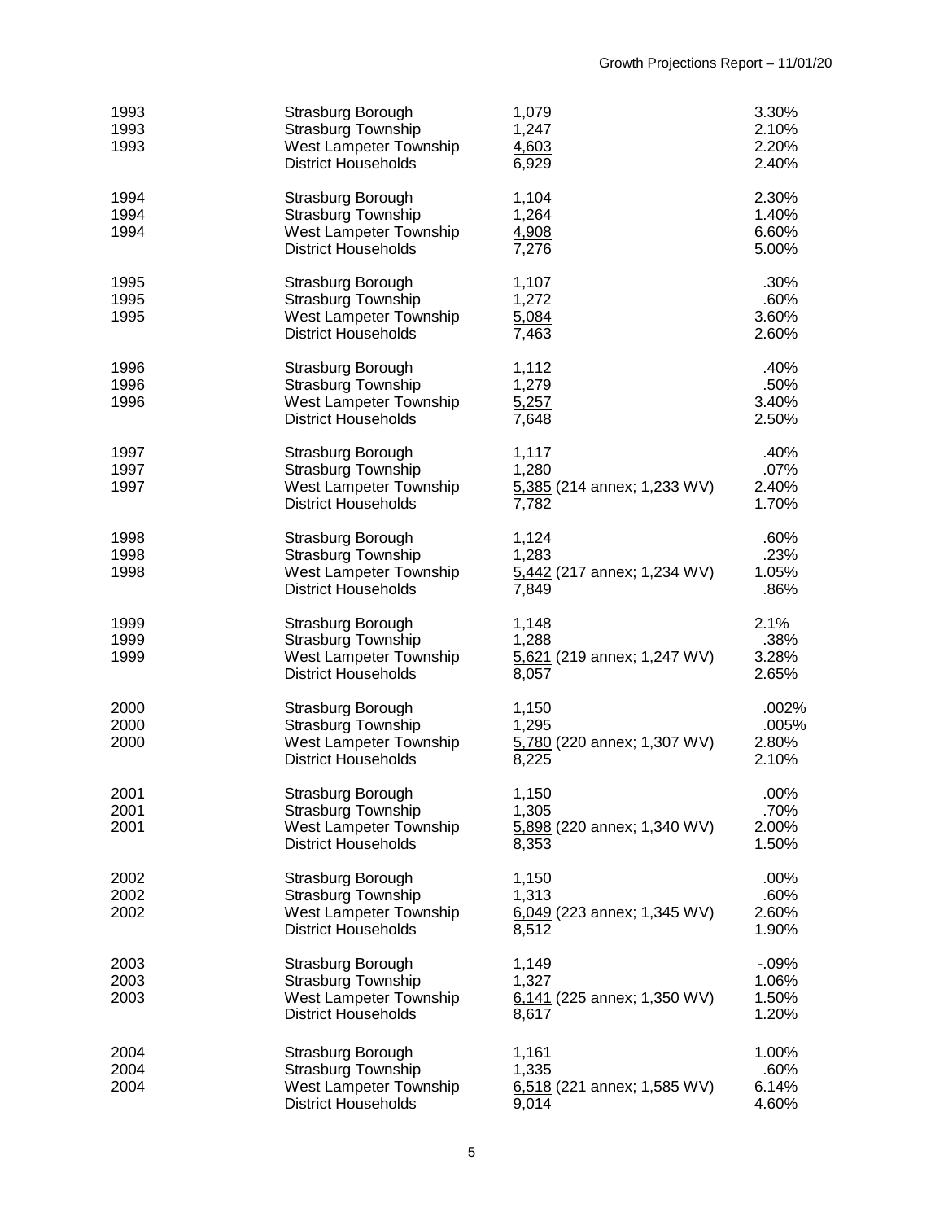| | | | |
|---|---|---|---|
| 1993 | Strasburg Borough | 1,079 | 3.30% |
| 1993 | Strasburg Township | 1,247 | 2.10% |
| 1993 | West Lampeter Township | 4,603 | 2.20% |
| | District Households | 6,929 | 2.40% |
| 1994 | Strasburg Borough | 1,104 | 2.30% |
| 1994 | Strasburg Township | 1,264 | 1.40% |
| 1994 | West Lampeter Township | 4,908 | 6.60% |
| | District Households | 7,276 | 5.00% |
| 1995 | Strasburg Borough | 1,107 | .30% |
| 1995 | Strasburg Township | 1,272 | .60% |
| 1995 | West Lampeter Township | 5,084 | 3.60% |
| | District Households | 7,463 | 2.60% |
| 1996 | Strasburg Borough | 1,112 | .40% |
| 1996 | Strasburg Township | 1,279 | .50% |
| 1996 | West Lampeter Township | 5,257 | 3.40% |
| | District Households | 7,648 | 2.50% |
| 1997 | Strasburg Borough | 1,117 | .40% |
| 1997 | Strasburg Township | 1,280 | .07% |
| 1997 | West Lampeter Township | 5,385 (214 annex; 1,233 WV) | 2.40% |
| | District Households | 7,782 | 1.70% |
| 1998 | Strasburg Borough | 1,124 | .60% |
| 1998 | Strasburg Township | 1,283 | .23% |
| 1998 | West Lampeter Township | 5,442 (217 annex; 1,234 WV) | 1.05% |
| | District Households | 7,849 | .86% |
| 1999 | Strasburg Borough | 1,148 | 2.1% |
| 1999 | Strasburg Township | 1,288 | .38% |
| 1999 | West Lampeter Township | 5,621 (219 annex; 1,247 WV) | 3.28% |
| | District Households | 8,057 | 2.65% |
| 2000 | Strasburg Borough | 1,150 | .002% |
| 2000 | Strasburg Township | 1,295 | .005% |
| 2000 | West Lampeter Township | 5,780 (220 annex; 1,307 WV) | 2.80% |
| | District Households | 8,225 | 2.10% |
| 2001 | Strasburg Borough | 1,150 | .00% |
| 2001 | Strasburg Township | 1,305 | .70% |
| 2001 | West Lampeter Township | 5,898 (220 annex; 1,340 WV) | 2.00% |
| | District Households | 8,353 | 1.50% |
| 2002 | Strasburg Borough | 1,150 | .00% |
| 2002 | Strasburg Township | 1,313 | .60% |
| 2002 | West Lampeter Township | 6,049 (223 annex; 1,345 WV) | 2.60% |
| | District Households | 8,512 | 1.90% |
| 2003 | Strasburg Borough | 1,149 | -.09% |
| 2003 | Strasburg Township | 1,327 | 1.06% |
| 2003 | West Lampeter Township | 6,141 (225 annex; 1,350 WV) | 1.50% |
| | District Households | 8,617 | 1.20% |
| 2004 | Strasburg Borough | 1,161 | 1.00% |
| 2004 | Strasburg Township | 1,335 | .60% |
| 2004 | West Lampeter Township | 6,518 (221 annex; 1,585 WV) | 6.14% |
| | District Households | 9,014 | 4.60% |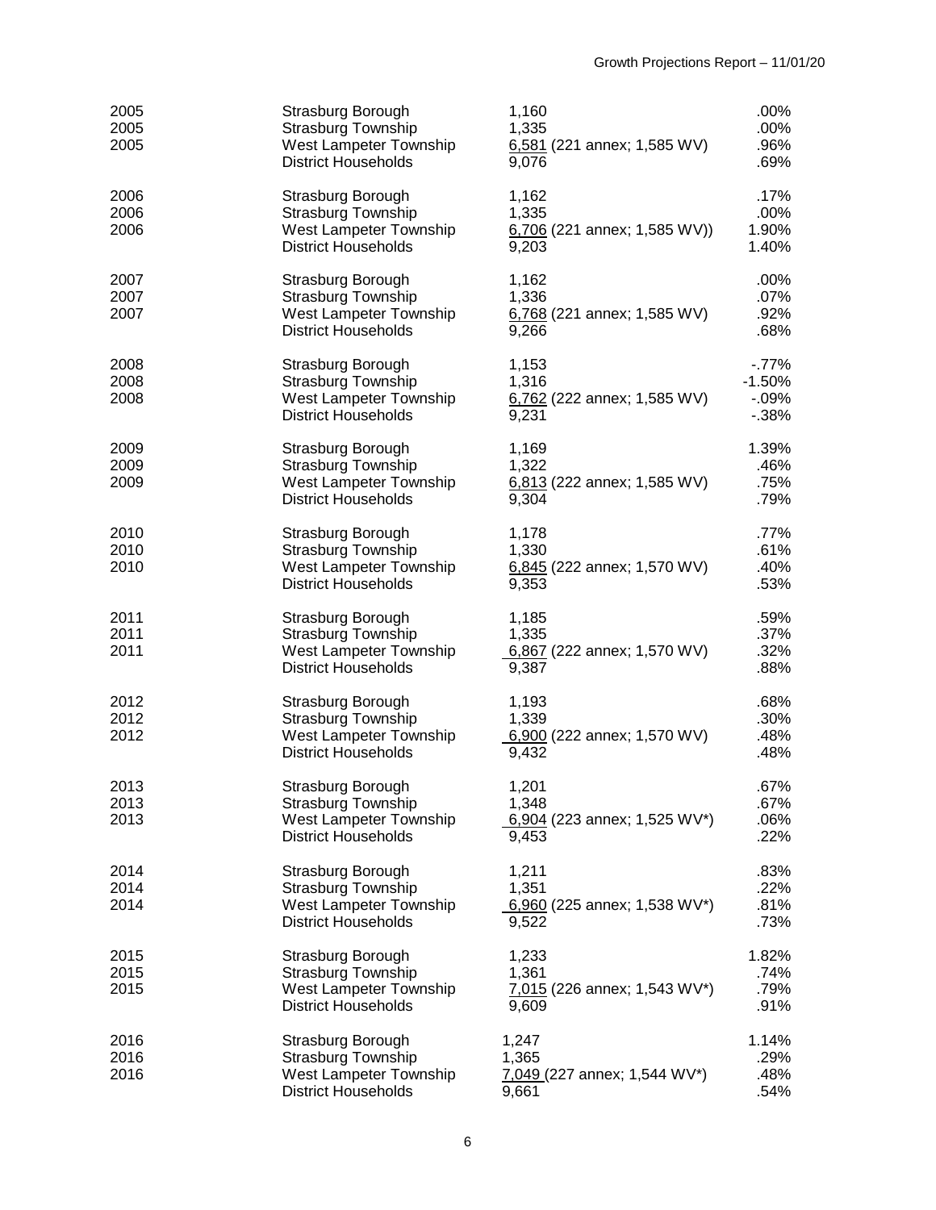| Year | Municipality | Households | % Change |
|---|---|---|---|
| 2005 | Strasburg Borough | 1,160 | .00% |
| 2005 | Strasburg Township | 1,335 | .00% |
| 2005 | West Lampeter Township | 6,581 (221 annex; 1,585 WV) | .96% |
| | District Households | 9,076 | .69% |
| 2006 | Strasburg Borough | 1,162 | .17% |
| 2006 | Strasburg Township | 1,335 | .00% |
| 2006 | West Lampeter Township | 6,706 (221 annex; 1,585 WV)) | 1.90% |
| | District Households | 9,203 | 1.40% |
| 2007 | Strasburg Borough | 1,162 | .00% |
| 2007 | Strasburg Township | 1,336 | .07% |
| 2007 | West Lampeter Township | 6,768 (221 annex; 1,585 WV) | .92% |
| | District Households | 9,266 | .68% |
| 2008 | Strasburg Borough | 1,153 | -.77% |
| 2008 | Strasburg Township | 1,316 | -1.50% |
| 2008 | West Lampeter Township | 6,762 (222 annex; 1,585 WV) | -.09% |
| | District Households | 9,231 | -.38% |
| 2009 | Strasburg Borough | 1,169 | 1.39% |
| 2009 | Strasburg Township | 1,322 | .46% |
| 2009 | West Lampeter Township | 6,813 (222 annex; 1,585 WV) | .75% |
| | District Households | 9,304 | .79% |
| 2010 | Strasburg Borough | 1,178 | .77% |
| 2010 | Strasburg Township | 1,330 | .61% |
| 2010 | West Lampeter Township | 6,845 (222 annex; 1,570 WV) | .40% |
| | District Households | 9,353 | .53% |
| 2011 | Strasburg Borough | 1,185 | .59% |
| 2011 | Strasburg Township | 1,335 | .37% |
| 2011 | West Lampeter Township | 6,867 (222 annex; 1,570 WV) | .32% |
| | District Households | 9,387 | .88% |
| 2012 | Strasburg Borough | 1,193 | .68% |
| 2012 | Strasburg Township | 1,339 | .30% |
| 2012 | West Lampeter Township | 6,900 (222 annex; 1,570 WV) | .48% |
| | District Households | 9,432 | .48% |
| 2013 | Strasburg Borough | 1,201 | .67% |
| 2013 | Strasburg Township | 1,348 | .67% |
| 2013 | West Lampeter Township | 6,904 (223 annex; 1,525 WV*) | .06% |
| | District Households | 9,453 | .22% |
| 2014 | Strasburg Borough | 1,211 | .83% |
| 2014 | Strasburg Township | 1,351 | .22% |
| 2014 | West Lampeter Township | 6,960 (225 annex; 1,538 WV*) | .81% |
| | District Households | 9,522 | .73% |
| 2015 | Strasburg Borough | 1,233 | 1.82% |
| 2015 | Strasburg Township | 1,361 | .74% |
| 2015 | West Lampeter Township | 7,015 (226 annex; 1,543 WV*) | .79% |
| | District Households | 9,609 | .91% |
| 2016 | Strasburg Borough | 1,247 | 1.14% |
| 2016 | Strasburg Township | 1,365 | .29% |
| 2016 | West Lampeter Township | 7,049 (227 annex; 1,544 WV*) | .48% |
| | District Households | 9,661 | .54% |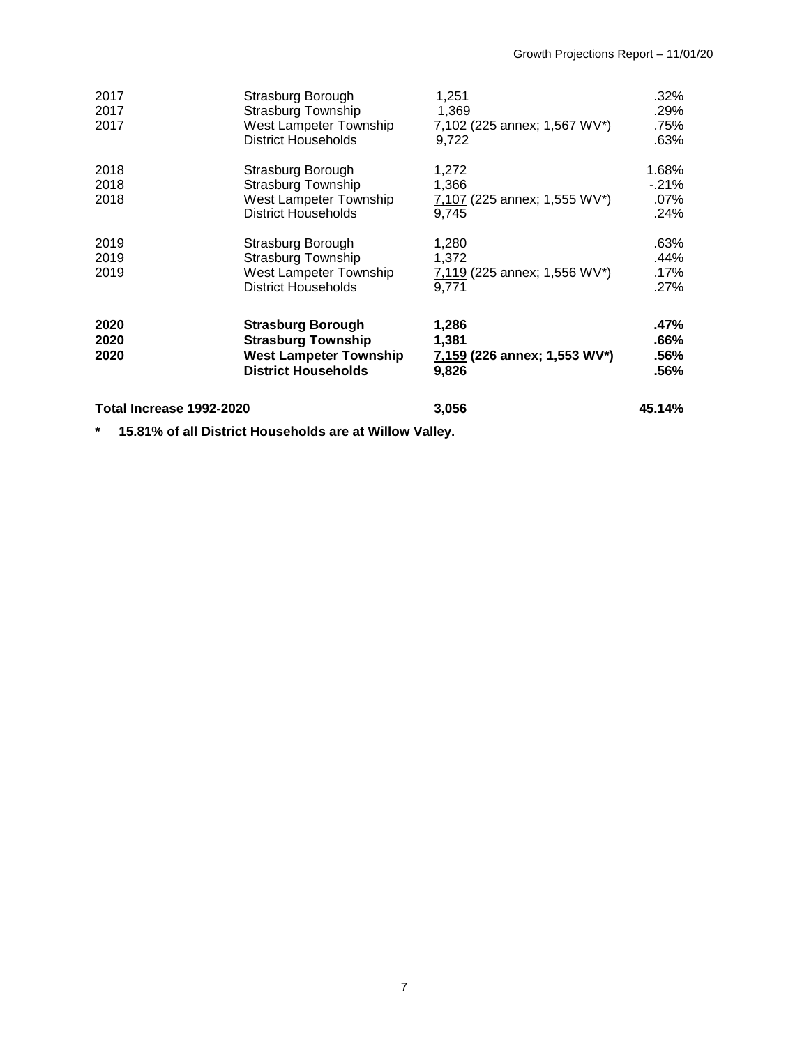| | | | |
|---|---|---|---|
| 2017 | Strasburg Borough | 1,251 | .32% |
| 2017 | Strasburg Township | 1,369 | .29% |
| 2017 | West Lampeter Township | 7,102 (225 annex; 1,567 WV*) | .75% |
| | District Households | 9,722 | .63% |
| 2018 | Strasburg Borough | 1,272 | 1.68% |
| 2018 | Strasburg Township | 1,366 | -.21% |
| 2018 | West Lampeter Township | 7,107 (225 annex; 1,555 WV*) | .07% |
| | District Households | 9,745 | .24% |
| 2019 | Strasburg Borough | 1,280 | .63% |
| 2019 | Strasburg Township | 1,372 | .44% |
| 2019 | West Lampeter Township | 7,119 (225 annex; 1,556 WV*) | .17% |
| | District Households | 9,771 | .27% |
| **2020** | **Strasburg Borough** | **1,286** | **.47%** |
| **2020** | **Strasburg Township** | **1,381** | **.66%** |
| **2020** | **West Lampeter Township** | **7,159 (226 annex; 1,553 WV*)** | **.56%** |
| | **District Households** | **9,826** | **.56%** |
| **Total Increase 1992-2020** | | **3,056** | **45.14%** |

**\* 15.81% of all District Households are at Willow Valley.**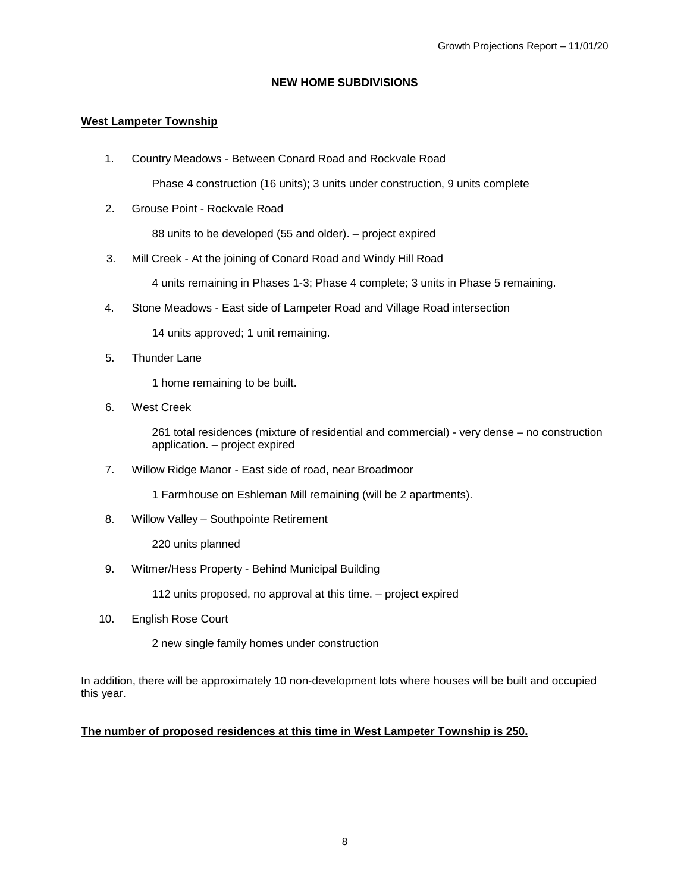## NEW HOME SUBDIVISIONS

**West Lampeter Township**

1. Country Meadows - Between Conard Road and Rockvale Road

   Phase 4 construction (16 units); 3 units under construction, 9 units complete

2. Grouse Point - Rockvale Road

   88 units to be developed (55 and older). – project expired

3. Mill Creek - At the joining of Conard Road and Windy Hill Road

   4 units remaining in Phases 1-3; Phase 4 complete; 3 units in Phase 5 remaining.

4. Stone Meadows - East side of Lampeter Road and Village Road intersection

   14 units approved; 1 unit remaining.

5. Thunder Lane

   1 home remaining to be built.

6. West Creek

   261 total residences (mixture of residential and commercial) - very dense – no construction application. – project expired

7. Willow Ridge Manor - East side of road, near Broadmoor

   1 Farmhouse on Eshleman Mill remaining (will be 2 apartments).

8. Willow Valley – Southpointe Retirement

   220 units planned

9. Witmer/Hess Property - Behind Municipal Building

   112 units proposed, no approval at this time. – project expired

10. English Rose Court

    2 new single family homes under construction

In addition, there will be approximately 10 non-development lots where houses will be built and occupied this year.

**The number of proposed residences at this time in West Lampeter Township is 250.**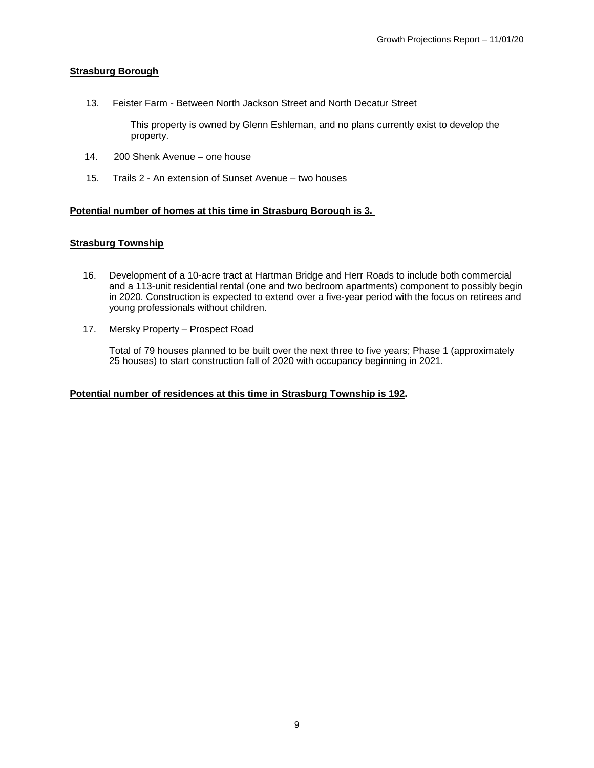**Strasburg Borough**

13. Feister Farm - Between North Jackson Street and North Decatur Street

    This property is owned by Glenn Eshleman, and no plans currently exist to develop the property.

14. 200 Shenk Avenue – one house

15. Trails 2 - An extension of Sunset Avenue – two houses

**Potential number of homes at this time in Strasburg Borough is 3.**

**Strasburg Township**

16. Development of a 10-acre tract at Hartman Bridge and Herr Roads to include both commercial and a 113-unit residential rental (one and two bedroom apartments) component to possibly begin in 2020. Construction is expected to extend over a five-year period with the focus on retirees and young professionals without children.

17. Mersky Property – Prospect Road

    Total of 79 houses planned to be built over the next three to five years; Phase 1 (approximately 25 houses) to start construction fall of 2020 with occupancy beginning in 2021.

**Potential number of residences at this time in Strasburg Township is 192.**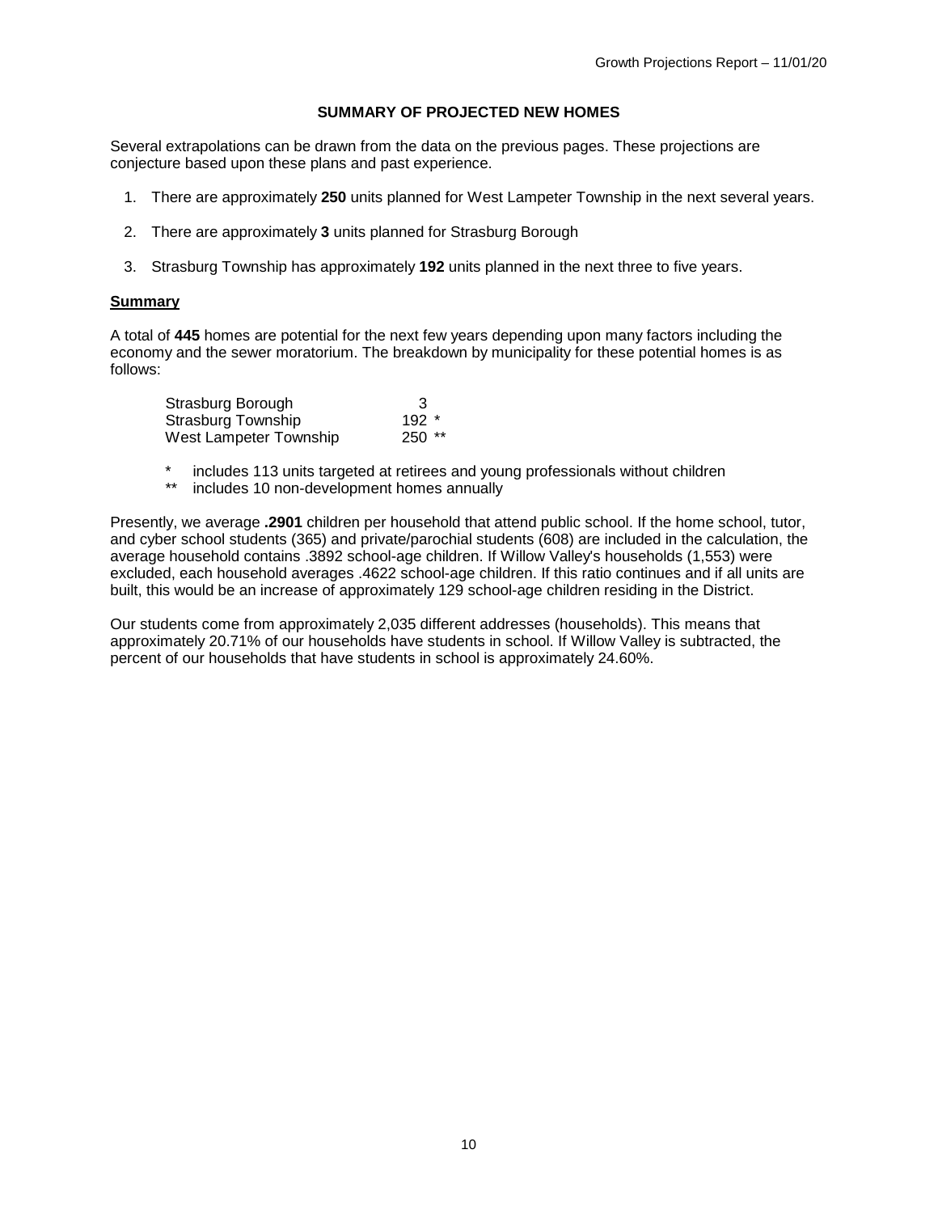## SUMMARY OF PROJECTED NEW HOMES

Several extrapolations can be drawn from the data on the previous pages. These projections are conjecture based upon these plans and past experience.

1. There are approximately **250** units planned for West Lampeter Township in the next several years.
2. There are approximately **3** units planned for Strasburg Borough
3. Strasburg Township has approximately **192** units planned in the next three to five years.

### Summary

A total of **445** homes are potential for the next few years depending upon many factors including the economy and the sewer moratorium. The breakdown by municipality for these potential homes is as follows:

| | |
|---|---|
| Strasburg Borough | 3 |
| Strasburg Township | 192 * |
| West Lampeter Township | 250 ** |

\* includes 113 units targeted at retirees and young professionals without children
\** includes 10 non-development homes annually

Presently, we average **.2901** children per household that attend public school. If the home school, tutor, and cyber school students (365) and private/parochial students (608) are included in the calculation, the average household contains .3892 school-age children. If Willow Valley's households (1,553) were excluded, each household averages .4622 school-age children. If this ratio continues and if all units are built, this would be an increase of approximately 129 school-age children residing in the District.

Our students come from approximately 2,035 different addresses (households). This means that approximately 20.71% of our households have students in school. If Willow Valley is subtracted, the percent of our households that have students in school is approximately 24.60%.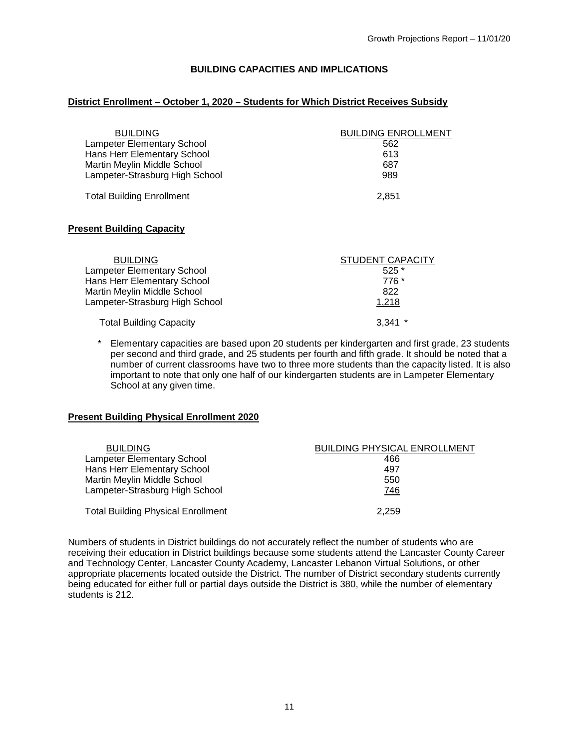## BUILDING CAPACITIES AND IMPLICATIONS

### District Enrollment – October 1, 2020 – Students for Which District Receives Subsidy

| BUILDING | BUILDING ENROLLMENT |
|---|---|
| Lampeter Elementary School | 562 |
| Hans Herr Elementary School | 613 |
| Martin Meylin Middle School | 687 |
| Lampeter-Strasburg High School | 989 |
| Total Building Enrollment | 2,851 |

### Present Building Capacity

| BUILDING | STUDENT CAPACITY |
|---|---|
| Lampeter Elementary School | 525 * |
| Hans Herr Elementary School | 776 * |
| Martin Meylin Middle School | 822 |
| Lampeter-Strasburg High School | 1,218 |
| Total Building Capacity | 3,341 * |

\* Elementary capacities are based upon 20 students per kindergarten and first grade, 23 students per second and third grade, and 25 students per fourth and fifth grade. It should be noted that a number of current classrooms have two to three more students than the capacity listed. It is also important to note that only one half of our kindergarten students are in Lampeter Elementary School at any given time.

### Present Building Physical Enrollment 2020

| BUILDING | BUILDING PHYSICAL ENROLLMENT |
|---|---|
| Lampeter Elementary School | 466 |
| Hans Herr Elementary School | 497 |
| Martin Meylin Middle School | 550 |
| Lampeter-Strasburg High School | 746 |
| Total Building Physical Enrollment | 2,259 |

Numbers of students in District buildings do not accurately reflect the number of students who are receiving their education in District buildings because some students attend the Lancaster County Career and Technology Center, Lancaster County Academy, Lancaster Lebanon Virtual Solutions, or other appropriate placements located outside the District. The number of District secondary students currently being educated for either full or partial days outside the District is 380, while the number of elementary students is 212.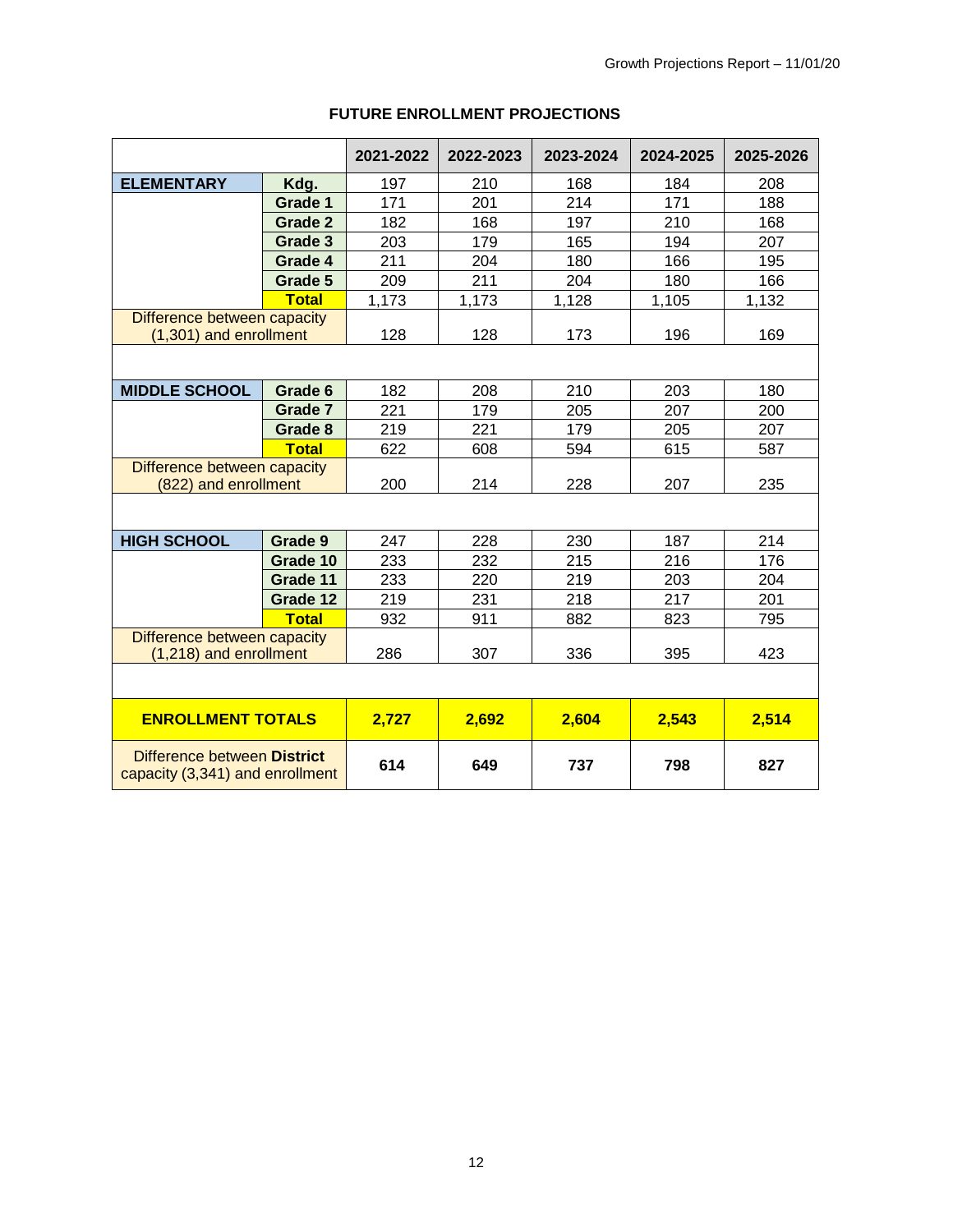## FUTURE ENROLLMENT PROJECTIONS

| | | 2021-2022 | 2022-2023 | 2023-2024 | 2024-2025 | 2025-2026 |
|---|---|---|---|---|---|---|
| **ELEMENTARY** | **Kdg.** | 197 | 210 | 168 | 184 | 208 |
| | **Grade 1** | 171 | 201 | 214 | 171 | 188 |
| | **Grade 2** | 182 | 168 | 197 | 210 | 168 |
| | **Grade 3** | 203 | 179 | 165 | 194 | 207 |
| | **Grade 4** | 211 | 204 | 180 | 166 | 195 |
| | **Grade 5** | 209 | 211 | 204 | 180 | 166 |
| | **Total** | 1,173 | 1,173 | 1,128 | 1,105 | 1,132 |
| Difference between capacity (1,301) and enrollment | | 128 | 128 | 173 | 196 | 169 |
| | | | | | | |
| **MIDDLE SCHOOL** | **Grade 6** | 182 | 208 | 210 | 203 | 180 |
| | **Grade 7** | 221 | 179 | 205 | 207 | 200 |
| | **Grade 8** | 219 | 221 | 179 | 205 | 207 |
| | **Total** | 622 | 608 | 594 | 615 | 587 |
| Difference between capacity (822) and enrollment | | 200 | 214 | 228 | 207 | 235 |
| | | | | | | |
| **HIGH SCHOOL** | **Grade 9** | 247 | 228 | 230 | 187 | 214 |
| | **Grade 10** | 233 | 232 | 215 | 216 | 176 |
| | **Grade 11** | 233 | 220 | 219 | 203 | 204 |
| | **Grade 12** | 219 | 231 | 218 | 217 | 201 |
| | **Total** | 932 | 911 | 882 | 823 | 795 |
| Difference between capacity (1,218) and enrollment | | 286 | 307 | 336 | 395 | 423 |
| | | | | | | |
| **ENROLLMENT TOTALS** | | **2,727** | **2,692** | **2,604** | **2,543** | **2,514** |
| Difference between **District** capacity (3,341) and enrollment | | **614** | **649** | **737** | **798** | **827** |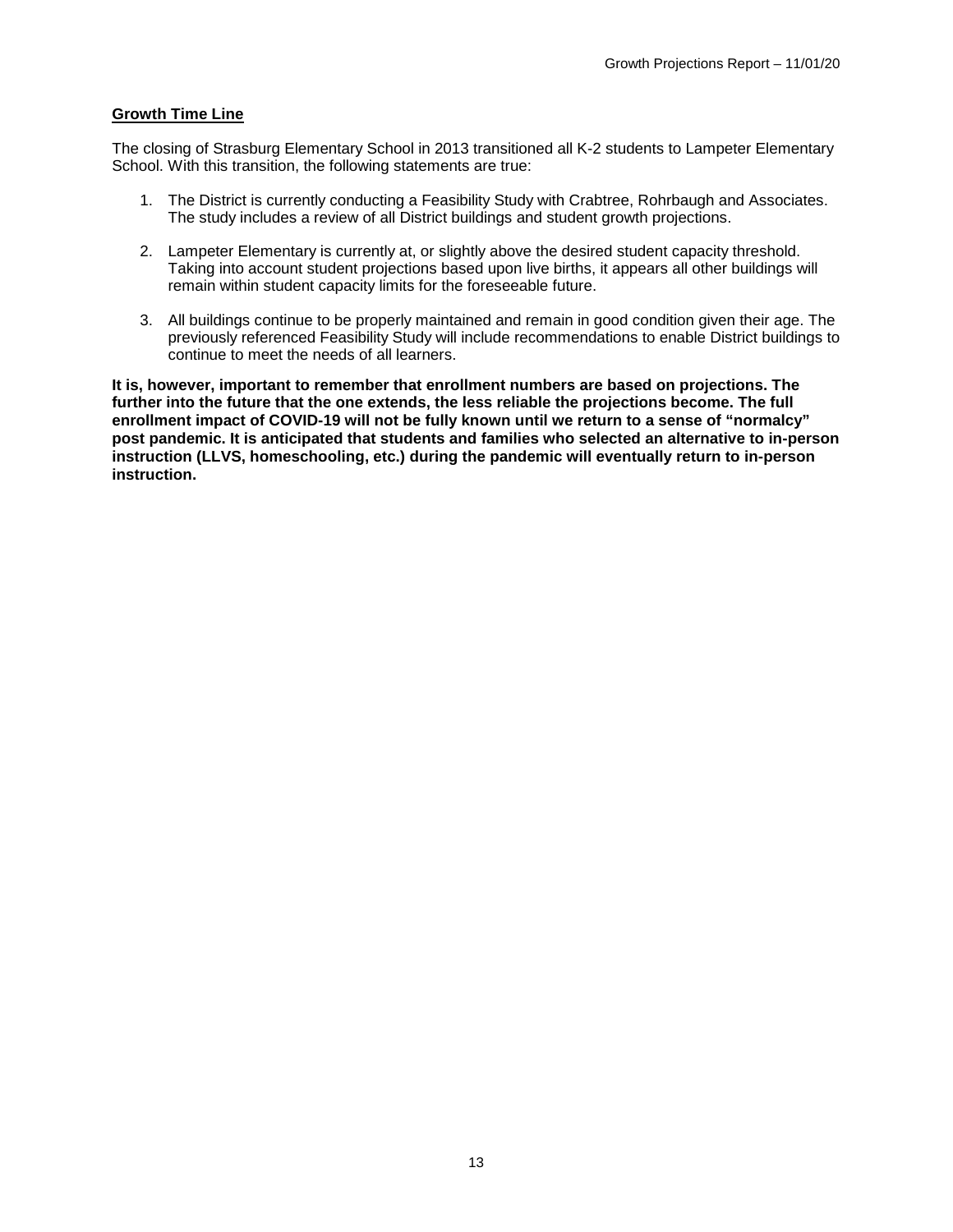**Growth Time Line**

The closing of Strasburg Elementary School in 2013 transitioned all K-2 students to Lampeter Elementary School. With this transition, the following statements are true:

1. The District is currently conducting a Feasibility Study with Crabtree, Rohrbaugh and Associates. The study includes a review of all District buildings and student growth projections.

2. Lampeter Elementary is currently at, or slightly above the desired student capacity threshold. Taking into account student projections based upon live births, it appears all other buildings will remain within student capacity limits for the foreseeable future.

3. All buildings continue to be properly maintained and remain in good condition given their age. The previously referenced Feasibility Study will include recommendations to enable District buildings to continue to meet the needs of all learners.

**It is, however, important to remember that enrollment numbers are based on projections. The further into the future that the one extends, the less reliable the projections become. The full enrollment impact of COVID-19 will not be fully known until we return to a sense of "normalcy" post pandemic. It is anticipated that students and families who selected an alternative to in-person instruction (LLVS, homeschooling, etc.) during the pandemic will eventually return to in-person instruction.**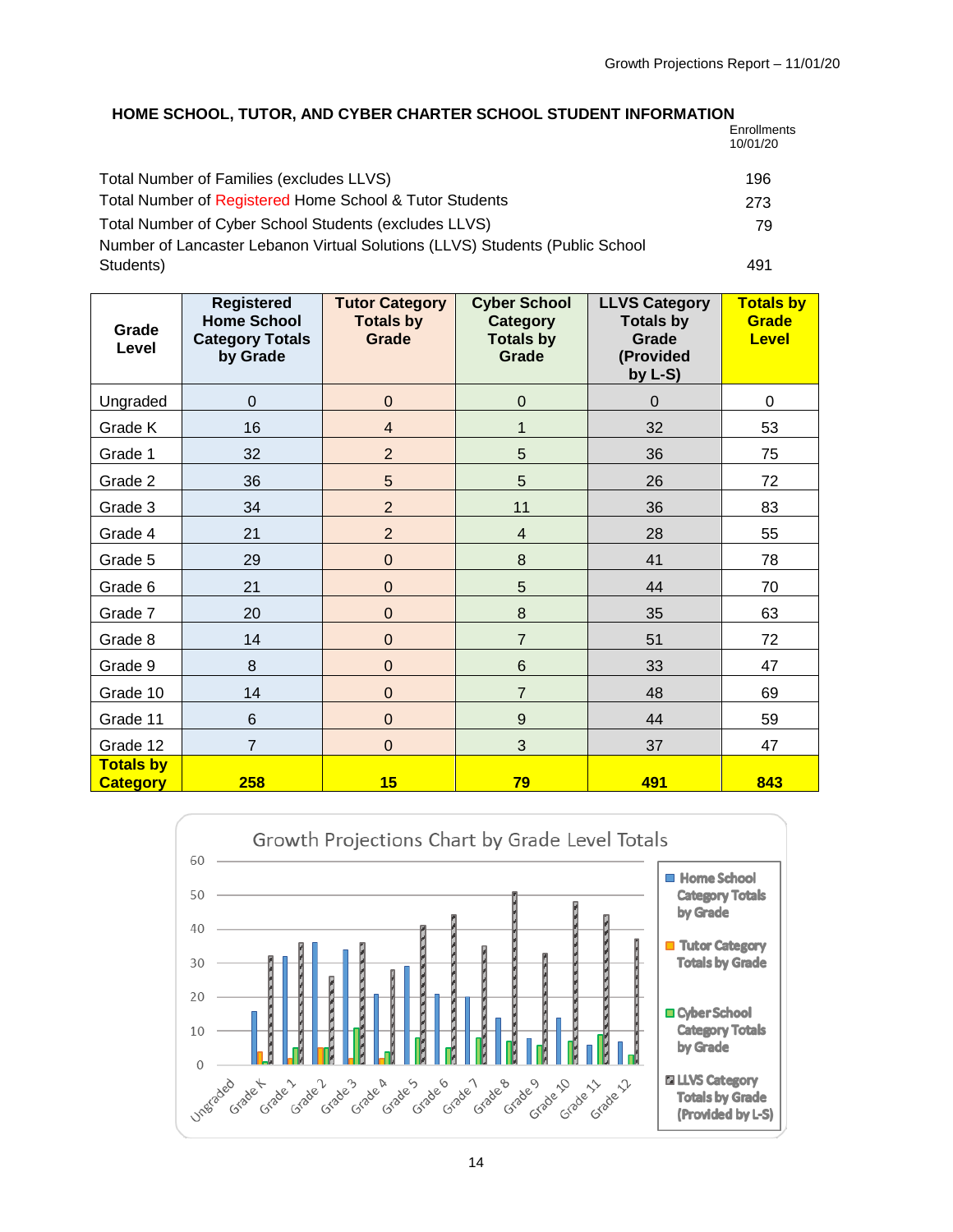## HOME SCHOOL, TUTOR, AND CYBER CHARTER SCHOOL STUDENT INFORMATION

| | Enrollments 10/01/20 |
|---|---|
| Total Number of Families (excludes LLVS) | 196 |
| Total Number of Registered Home School & Tutor Students | 273 |
| Total Number of Cyber School Students (excludes LLVS) | 79 |
| Number of Lancaster Lebanon Virtual Solutions (LLVS) Students (Public School Students) | 491 |

| Grade Level | Registered Home School Category Totals by Grade | Tutor Category Totals by Grade | Cyber School Category Totals by Grade | LLVS Category Totals by Grade (Provided by L-S) | Totals by Grade Level |
|---|---|---|---|---|---|
| Ungraded | 0 | 0 | 0 | 0 | 0 |
| Grade K | 16 | 4 | 1 | 32 | 53 |
| Grade 1 | 32 | 2 | 5 | 36 | 75 |
| Grade 2 | 36 | 5 | 5 | 26 | 72 |
| Grade 3 | 34 | 2 | 11 | 36 | 83 |
| Grade 4 | 21 | 2 | 4 | 28 | 55 |
| Grade 5 | 29 | 0 | 8 | 41 | 78 |
| Grade 6 | 21 | 0 | 5 | 44 | 70 |
| Grade 7 | 20 | 0 | 8 | 35 | 63 |
| Grade 8 | 14 | 0 | 7 | 51 | 72 |
| Grade 9 | 8 | 0 | 6 | 33 | 47 |
| Grade 10 | 14 | 0 | 7 | 48 | 69 |
| Grade 11 | 6 | 0 | 9 | 44 | 59 |
| Grade 12 | 7 | 0 | 3 | 37 | 47 |
| **Totals by Category** | **258** | **15** | **79** | **491** | **843** |

Growth Projections Chart by Grade Level Totals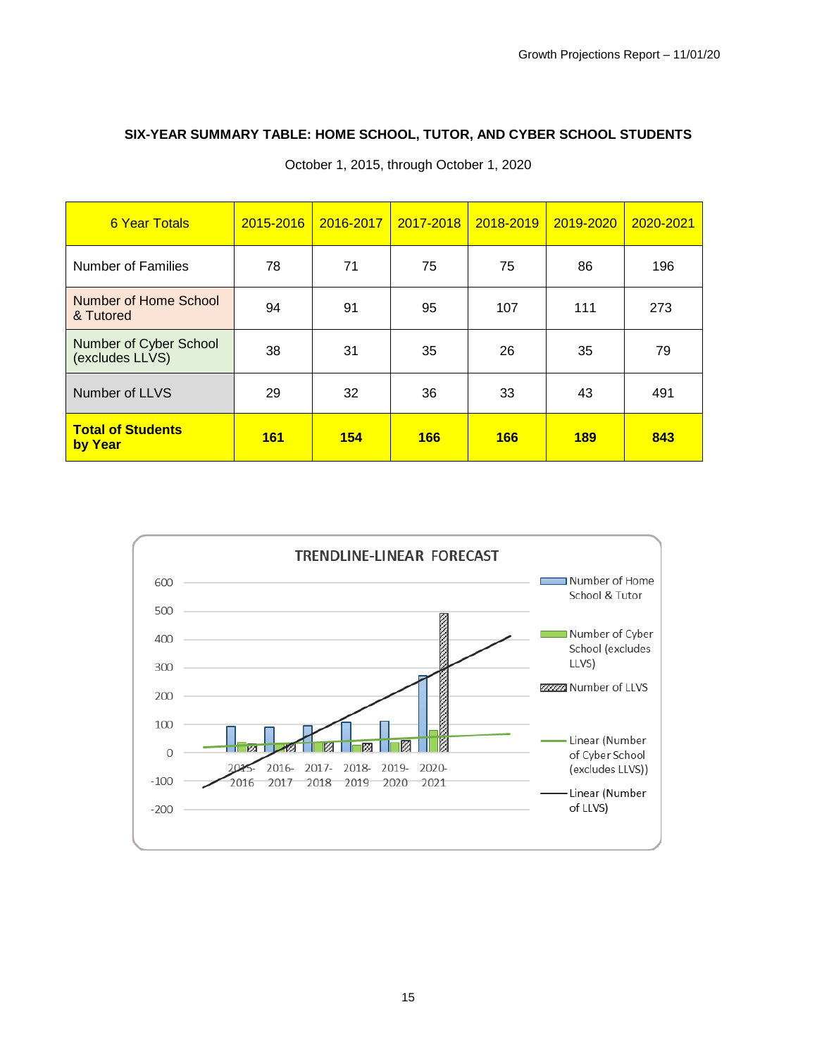## SIX-YEAR SUMMARY TABLE: HOME SCHOOL, TUTOR, AND CYBER SCHOOL STUDENTS

October 1, 2015, through October 1, 2020

| 6 Year Totals | 2015-2016 | 2016-2017 | 2017-2018 | 2018-2019 | 2019-2020 | 2020-2021 |
|---|---|---|---|---|---|---|
| Number of Families | 78 | 71 | 75 | 75 | 86 | 196 |
| Number of Home School & Tutored | 94 | 91 | 95 | 107 | 111 | 273 |
| Number of Cyber School (excludes LLVS) | 38 | 31 | 35 | 26 | 35 | 79 |
| Number of LLVS | 29 | 32 | 36 | 33 | 43 | 491 |
| **Total of Students by Year** | **161** | **154** | **166** | **166** | **189** | **843** |

TRENDLINE-LINEAR FORECAST

| | 2015-2016 | 2016-2017 | 2017-2018 | 2018-2019 | 2019-2020 | 2020-2021 |
|---|---|---|---|---|---|---|
| Number of Home School & Tutor | 94 | 91 | 95 | 107 | 111 | 273 |
| Number of Cyber School (excludes LLVS) | 38 | 31 | 35 | 26 | 35 | 79 |
| Number of LLVS | 29 | 32 | 36 | 33 | 43 | 491 |

Legend: Number of Home School & Tutor; Number of Cyber School (excludes LLVS); Number of LLVS; Linear (Number of Cyber School (excludes LLVS)); Linear (Number of LLVS)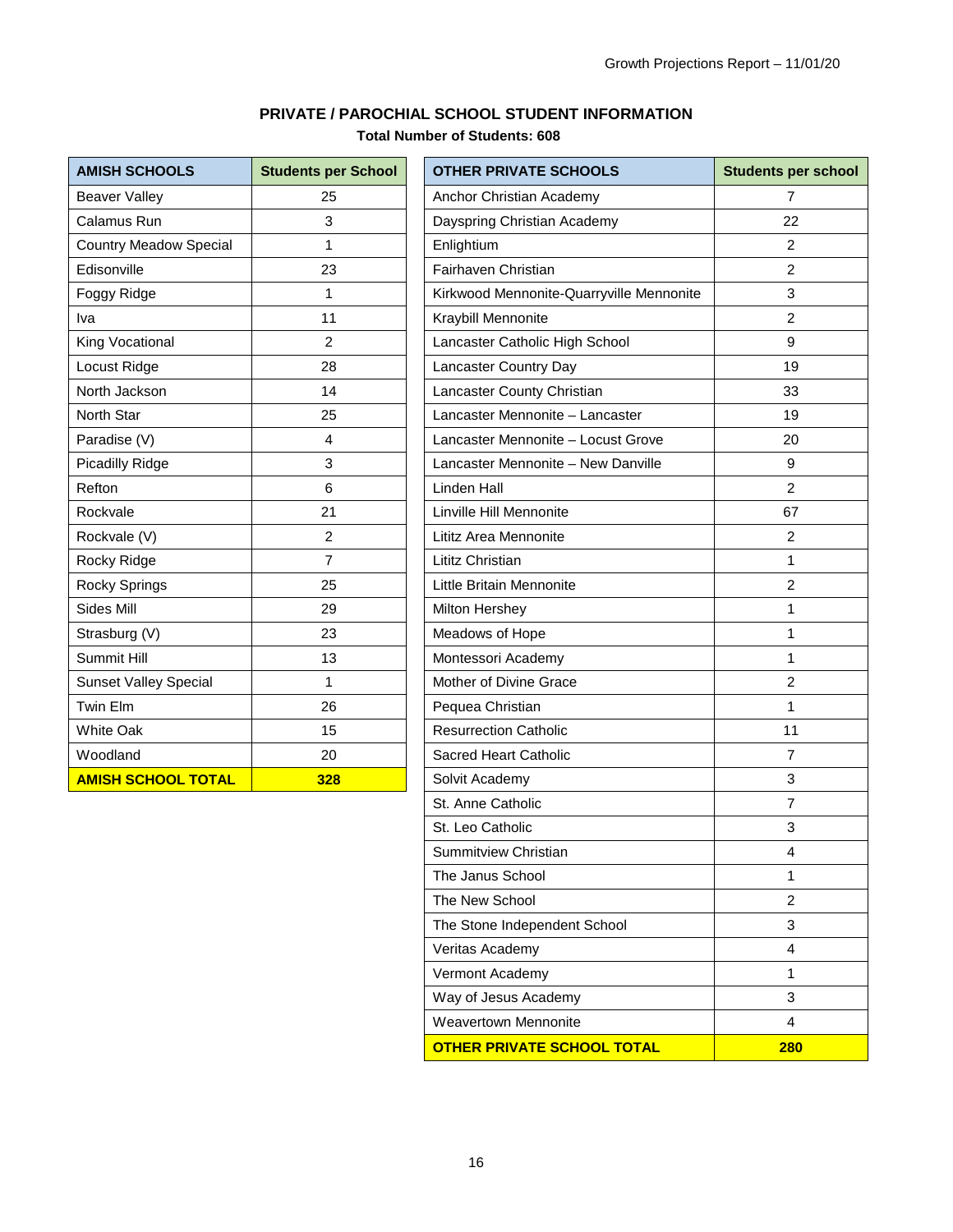## PRIVATE / PAROCHIAL SCHOOL STUDENT INFORMATION

**Total Number of Students: 608**

| AMISH SCHOOLS | Students per School |
|---|---|
| Beaver Valley | 25 |
| Calamus Run | 3 |
| Country Meadow Special | 1 |
| Edisonville | 23 |
| Foggy Ridge | 1 |
| Iva | 11 |
| King Vocational | 2 |
| Locust Ridge | 28 |
| North Jackson | 14 |
| North Star | 25 |
| Paradise (V) | 4 |
| Picadilly Ridge | 3 |
| Refton | 6 |
| Rockvale | 21 |
| Rockvale (V) | 2 |
| Rocky Ridge | 7 |
| Rocky Springs | 25 |
| Sides Mill | 29 |
| Strasburg (V) | 23 |
| Summit Hill | 13 |
| Sunset Valley Special | 1 |
| Twin Elm | 26 |
| White Oak | 15 |
| Woodland | 20 |
| **AMISH SCHOOL TOTAL** | **328** |

| OTHER PRIVATE SCHOOLS | Students per school |
|---|---|
| Anchor Christian Academy | 7 |
| Dayspring Christian Academy | 22 |
| Enlightium | 2 |
| Fairhaven Christian | 2 |
| Kirkwood Mennonite-Quarryville Mennonite | 3 |
| Kraybill Mennonite | 2 |
| Lancaster Catholic High School | 9 |
| Lancaster Country Day | 19 |
| Lancaster County Christian | 33 |
| Lancaster Mennonite – Lancaster | 19 |
| Lancaster Mennonite – Locust Grove | 20 |
| Lancaster Mennonite – New Danville | 9 |
| Linden Hall | 2 |
| Linville Hill Mennonite | 67 |
| Lititz Area Mennonite | 2 |
| Lititz Christian | 1 |
| Little Britain Mennonite | 2 |
| Milton Hershey | 1 |
| Meadows of Hope | 1 |
| Montessori Academy | 1 |
| Mother of Divine Grace | 2 |
| Pequea Christian | 1 |
| Resurrection Catholic | 11 |
| Sacred Heart Catholic | 7 |
| Solvit Academy | 3 |
| St. Anne Catholic | 7 |
| St. Leo Catholic | 3 |
| Summitview Christian | 4 |
| The Janus School | 1 |
| The New School | 2 |
| The Stone Independent School | 3 |
| Veritas Academy | 4 |
| Vermont Academy | 1 |
| Way of Jesus Academy | 3 |
| Weavertown Mennonite | 4 |
| **OTHER PRIVATE SCHOOL TOTAL** | **280** |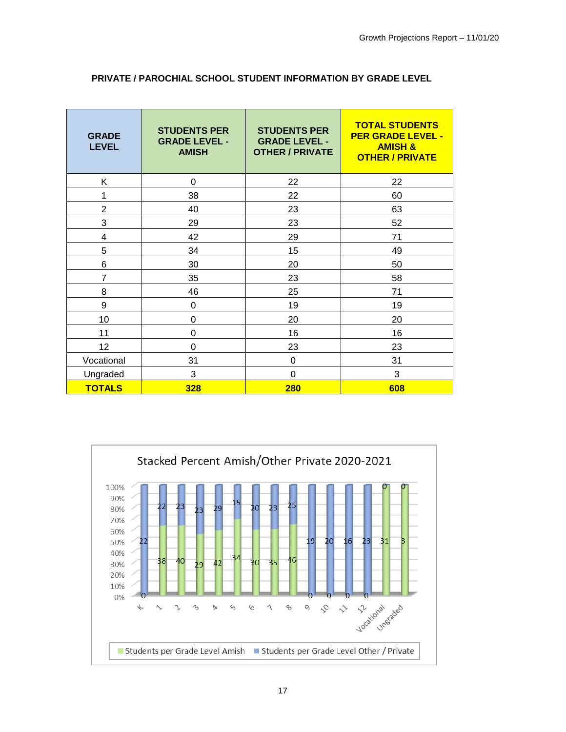## PRIVATE / PAROCHIAL SCHOOL STUDENT INFORMATION BY GRADE LEVEL

| GRADE LEVEL | STUDENTS PER GRADE LEVEL - AMISH | STUDENTS PER GRADE LEVEL - OTHER / PRIVATE | TOTAL STUDENTS PER GRADE LEVEL - AMISH & OTHER / PRIVATE |
|---|---|---|---|
| K | 0 | 22 | 22 |
| 1 | 38 | 22 | 60 |
| 2 | 40 | 23 | 63 |
| 3 | 29 | 23 | 52 |
| 4 | 42 | 29 | 71 |
| 5 | 34 | 15 | 49 |
| 6 | 30 | 20 | 50 |
| 7 | 35 | 23 | 58 |
| 8 | 46 | 25 | 71 |
| 9 | 0 | 19 | 19 |
| 10 | 0 | 20 | 20 |
| 11 | 0 | 16 | 16 |
| 12 | 0 | 23 | 23 |
| Vocational | 31 | 0 | 31 |
| Ungraded | 3 | 0 | 3 |
| **TOTALS** | **328** | **280** | **608** |

Stacked Percent Amish/Other Private 2020-2021

| Grade | Students per Grade Level Amish | Students per Grade Level Other / Private |
|---|---|---|
| K | 0 | 22 |
| 1 | 38 | 22 |
| 2 | 40 | 23 |
| 3 | 29 | 23 |
| 4 | 42 | 29 |
| 5 | 34 | 15 |
| 6 | 30 | 20 |
| 7 | 35 | 23 |
| 8 | 46 | 25 |
| 9 | 0 | 19 |
| 10 | 0 | 20 |
| 11 | 0 | 16 |
| 12 | 0 | 23 |
| Vocational | 31 | 0 |
| Ungraded | 3 | 0 |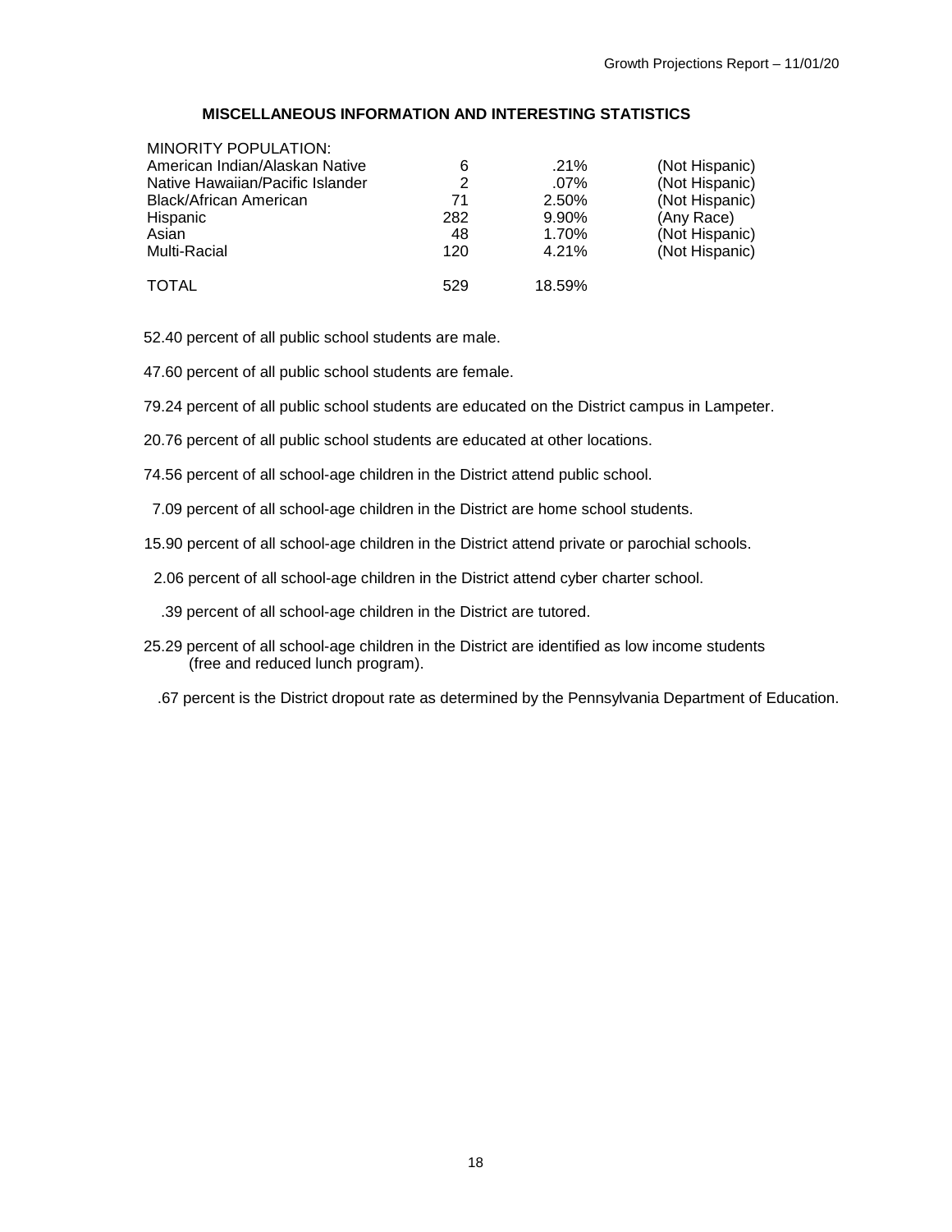## MISCELLANEOUS INFORMATION AND INTERESTING STATISTICS

| MINORITY POPULATION: | | | |
|---|---|---|---|
| American Indian/Alaskan Native | 6 | .21% | (Not Hispanic) |
| Native Hawaiian/Pacific Islander | 2 | .07% | (Not Hispanic) |
| Black/African American | 71 | 2.50% | (Not Hispanic) |
| Hispanic | 282 | 9.90% | (Any Race) |
| Asian | 48 | 1.70% | (Not Hispanic) |
| Multi-Racial | 120 | 4.21% | (Not Hispanic) |
| TOTAL | 529 | 18.59% | |

52.40 percent of all public school students are male.

47.60 percent of all public school students are female.

79.24 percent of all public school students are educated on the District campus in Lampeter.

20.76 percent of all public school students are educated at other locations.

74.56 percent of all school-age children in the District attend public school.

7.09 percent of all school-age children in the District are home school students.

15.90 percent of all school-age children in the District attend private or parochial schools.

2.06 percent of all school-age children in the District attend cyber charter school.

.39 percent of all school-age children in the District are tutored.

25.29 percent of all school-age children in the District are identified as low income students (free and reduced lunch program).

.67 percent is the District dropout rate as determined by the Pennsylvania Department of Education.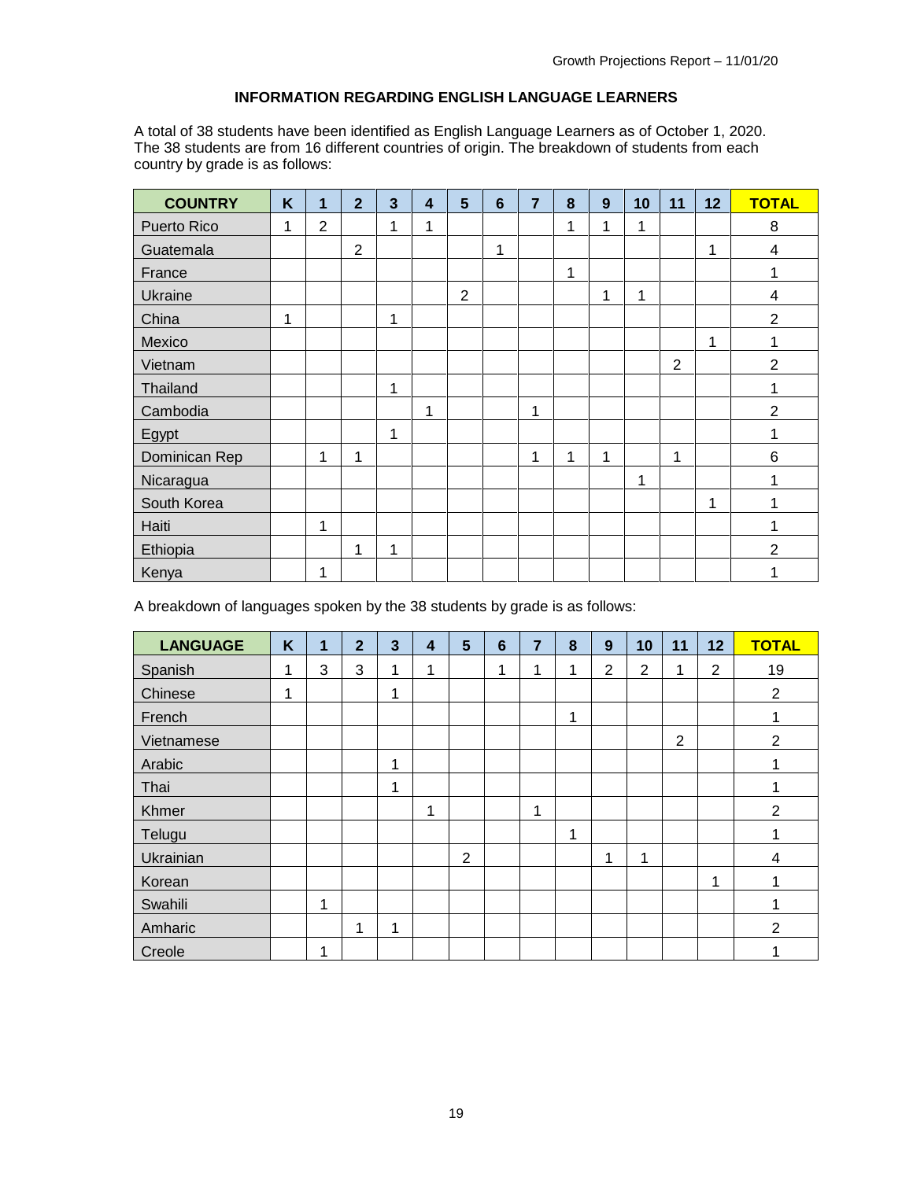### INFORMATION REGARDING ENGLISH LANGUAGE LEARNERS

A total of 38 students have been identified as English Language Learners as of October 1, 2020. The 38 students are from 16 different countries of origin. The breakdown of students from each country by grade is as follows:

| COUNTRY | K | 1 | 2 | 3 | 4 | 5 | 6 | 7 | 8 | 9 | 10 | 11 | 12 | TOTAL |
|---|---|---|---|---|---|---|---|---|---|---|---|---|---|---|
| Puerto Rico | 1 | 2 | | 1 | 1 | | | | 1 | 1 | 1 | | | 8 |
| Guatemala | | | 2 | | | | 1 | | | | | | 1 | 4 |
| France | | | | | | | | | 1 | | | | | 1 |
| Ukraine | | | | | | 2 | | | | 1 | 1 | | | 4 |
| China | 1 | | | 1 | | | | | | | | | | 2 |
| Mexico | | | | | | | | | | | | | 1 | 1 |
| Vietnam | | | | | | | | | | | | 2 | | 2 |
| Thailand | | | | 1 | | | | | | | | | | 1 |
| Cambodia | | | | | 1 | | | 1 | | | | | | 2 |
| Egypt | | | | 1 | | | | | | | | | | 1 |
| Dominican Rep | | 1 | 1 | | | | | 1 | 1 | 1 | | 1 | | 6 |
| Nicaragua | | | | | | | | | | | 1 | | | 1 |
| South Korea | | | | | | | | | | | | | 1 | 1 |
| Haiti | | 1 | | | | | | | | | | | | 1 |
| Ethiopia | | | 1 | 1 | | | | | | | | | | 2 |
| Kenya | | 1 | | | | | | | | | | | | 1 |

A breakdown of languages spoken by the 38 students by grade is as follows:

| LANGUAGE | K | 1 | 2 | 3 | 4 | 5 | 6 | 7 | 8 | 9 | 10 | 11 | 12 | TOTAL |
|---|---|---|---|---|---|---|---|---|---|---|---|---|---|---|
| Spanish | 1 | 3 | 3 | 1 | 1 | | 1 | 1 | 1 | 2 | 2 | 1 | 2 | 19 |
| Chinese | 1 | | | 1 | | | | | | | | | | 2 |
| French | | | | | | | | | 1 | | | | | 1 |
| Vietnamese | | | | | | | | | | | | 2 | | 2 |
| Arabic | | | | 1 | | | | | | | | | | 1 |
| Thai | | | | 1 | | | | | | | | | | 1 |
| Khmer | | | | | 1 | | | 1 | | | | | | 2 |
| Telugu | | | | | | | | | 1 | | | | | 1 |
| Ukrainian | | | | | | 2 | | | | 1 | 1 | | | 4 |
| Korean | | | | | | | | | | | | | 1 | 1 |
| Swahili | | 1 | | | | | | | | | | | | 1 |
| Amharic | | | 1 | 1 | | | | | | | | | | 2 |
| Creole | | 1 | | | | | | | | | | | | 1 |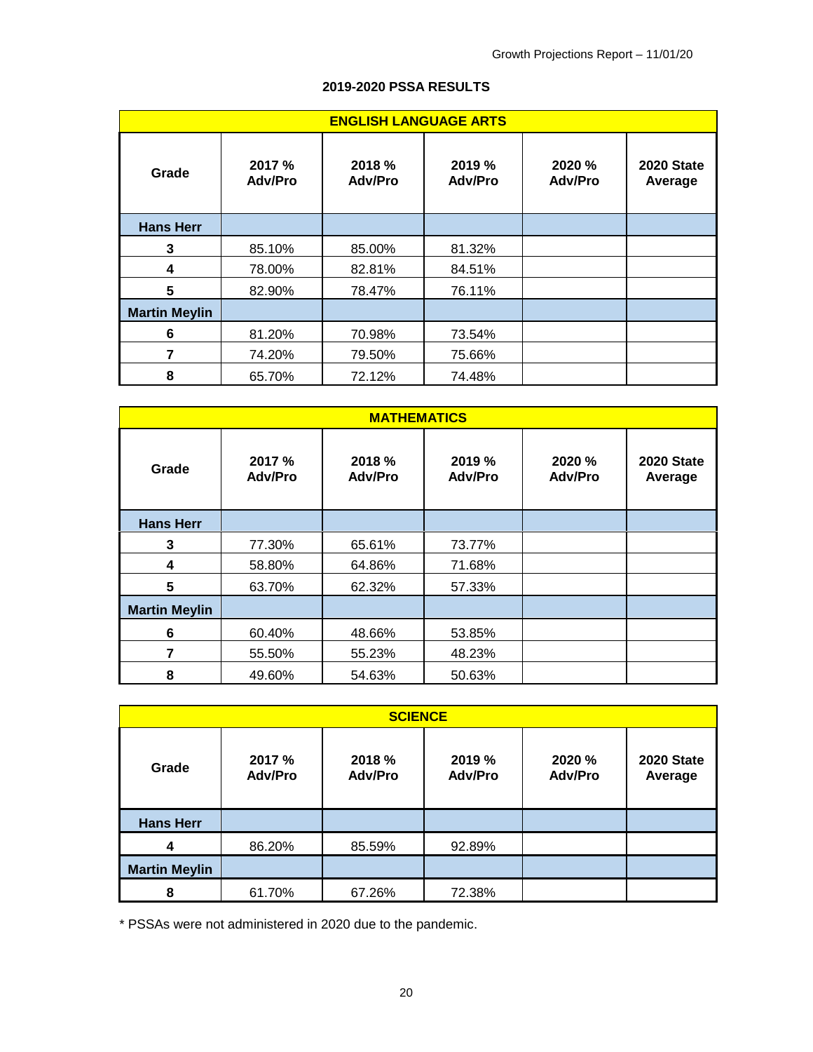## 2019-2020 PSSA RESULTS

| ENGLISH LANGUAGE ARTS | | | | | |
|---|---|---|---|---|---|
| **Grade** | **2017 % Adv/Pro** | **2018 % Adv/Pro** | **2019 % Adv/Pro** | **2020 % Adv/Pro** | **2020 State Average** |
| **Hans Herr** | | | | | |
| **3** | 85.10% | 85.00% | 81.32% | | |
| **4** | 78.00% | 82.81% | 84.51% | | |
| **5** | 82.90% | 78.47% | 76.11% | | |
| **Martin Meylin** | | | | | |
| **6** | 81.20% | 70.98% | 73.54% | | |
| **7** | 74.20% | 79.50% | 75.66% | | |
| **8** | 65.70% | 72.12% | 74.48% | | |

| MATHEMATICS | | | | | |
|---|---|---|---|---|---|
| **Grade** | **2017 % Adv/Pro** | **2018 % Adv/Pro** | **2019 % Adv/Pro** | **2020 % Adv/Pro** | **2020 State Average** |
| **Hans Herr** | | | | | |
| **3** | 77.30% | 65.61% | 73.77% | | |
| **4** | 58.80% | 64.86% | 71.68% | | |
| **5** | 63.70% | 62.32% | 57.33% | | |
| **Martin Meylin** | | | | | |
| **6** | 60.40% | 48.66% | 53.85% | | |
| **7** | 55.50% | 55.23% | 48.23% | | |
| **8** | 49.60% | 54.63% | 50.63% | | |

| SCIENCE | | | | | |
|---|---|---|---|---|---|
| **Grade** | **2017 % Adv/Pro** | **2018 % Adv/Pro** | **2019 % Adv/Pro** | **2020 % Adv/Pro** | **2020 State Average** |
| **Hans Herr** | | | | | |
| **4** | 86.20% | 85.59% | 92.89% | | |
| **Martin Meylin** | | | | | |
| **8** | 61.70% | 67.26% | 72.38% | | |

* PSSAs were not administered in 2020 due to the pandemic.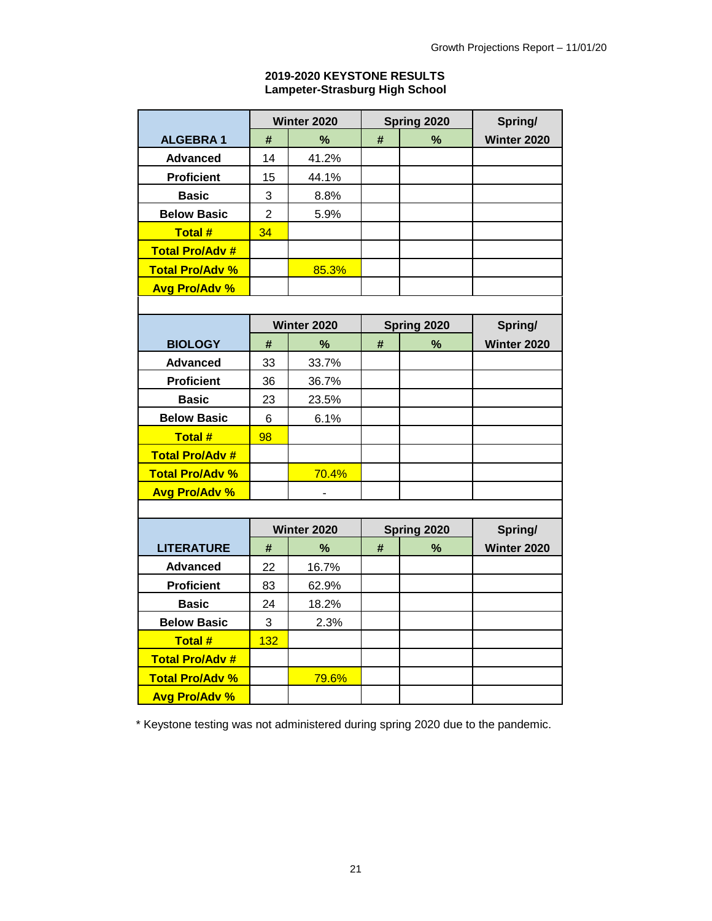**2019-2020 KEYSTONE RESULTS**
**Lampeter-Strasburg High School**

| | Winter 2020 | | Spring 2020 | | Spring/ |
|---|---|---|---|---|---|
| **ALGEBRA 1** | **#** | **%** | **#** | **%** | **Winter 2020** |
| **Advanced** | 14 | 41.2% | | | |
| **Proficient** | 15 | 44.1% | | | |
| **Basic** | 3 | 8.8% | | | |
| **Below Basic** | 2 | 5.9% | | | |
| **Total #** | 34 | | | | |
| **Total Pro/Adv #** | | | | | |
| **Total Pro/Adv %** | | 85.3% | | | |
| **Avg Pro/Adv %** | | | | | |

| | Winter 2020 | | Spring 2020 | | Spring/ |
|---|---|---|---|---|---|
| **BIOLOGY** | **#** | **%** | **#** | **%** | **Winter 2020** |
| **Advanced** | 33 | 33.7% | | | |
| **Proficient** | 36 | 36.7% | | | |
| **Basic** | 23 | 23.5% | | | |
| **Below Basic** | 6 | 6.1% | | | |
| **Total #** | 98 | | | | |
| **Total Pro/Adv #** | | | | | |
| **Total Pro/Adv %** | | 70.4% | | | |
| **Avg Pro/Adv %** | | - | | | |

| | Winter 2020 | | Spring 2020 | | Spring/ |
|---|---|---|---|---|---|
| **LITERATURE** | **#** | **%** | **#** | **%** | **Winter 2020** |
| **Advanced** | 22 | 16.7% | | | |
| **Proficient** | 83 | 62.9% | | | |
| **Basic** | 24 | 18.2% | | | |
| **Below Basic** | 3 | 2.3% | | | |
| **Total #** | 132 | | | | |
| **Total Pro/Adv #** | | | | | |
| **Total Pro/Adv %** | | 79.6% | | | |
| **Avg Pro/Adv %** | | | | | |

* Keystone testing was not administered during spring 2020 due to the pandemic.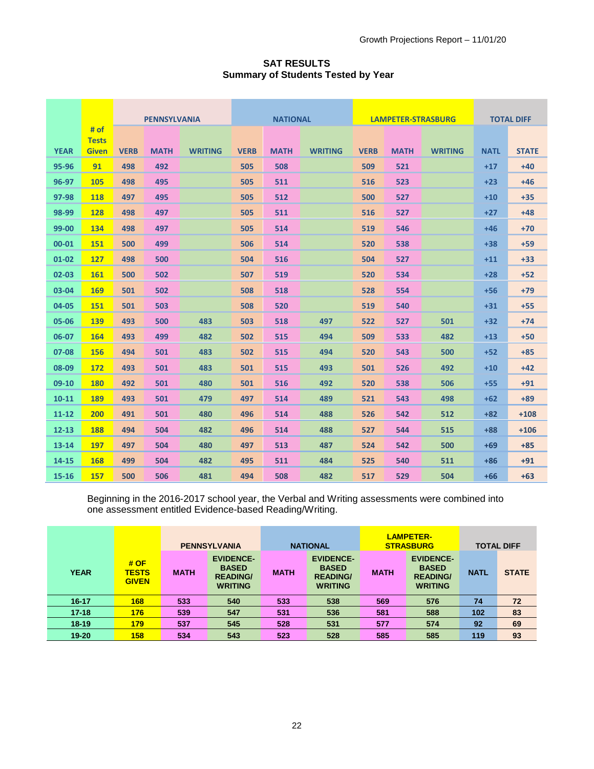**SAT RESULTS**
**Summary of Students Tested by Year**

| YEAR | # of Tests Given | PENNSYLVANIA | | | NATIONAL | | | LAMPETER-STRASBURG | | | TOTAL DIFF | |
|---|---|---|---|---|---|---|---|---|---|---|---|---|
| | | VERB | MATH | WRITING | VERB | MATH | WRITING | VERB | MATH | WRITING | NATL | STATE |
| 95-96 | 91 | 498 | 492 | | 505 | 508 | | 509 | 521 | | +17 | +40 |
| 96-97 | 105 | 498 | 495 | | 505 | 511 | | 516 | 523 | | +23 | +46 |
| 97-98 | 118 | 497 | 495 | | 505 | 512 | | 500 | 527 | | +10 | +35 |
| 98-99 | 128 | 498 | 497 | | 505 | 511 | | 516 | 527 | | +27 | +48 |
| 99-00 | 134 | 498 | 497 | | 505 | 514 | | 519 | 546 | | +46 | +70 |
| 00-01 | 151 | 500 | 499 | | 506 | 514 | | 520 | 538 | | +38 | +59 |
| 01-02 | 127 | 498 | 500 | | 504 | 516 | | 504 | 527 | | +11 | +33 |
| 02-03 | 161 | 500 | 502 | | 507 | 519 | | 520 | 534 | | +28 | +52 |
| 03-04 | 169 | 501 | 502 | | 508 | 518 | | 528 | 554 | | +56 | +79 |
| 04-05 | 151 | 501 | 503 | | 508 | 520 | | 519 | 540 | | +31 | +55 |
| 05-06 | 139 | 493 | 500 | 483 | 503 | 518 | 497 | 522 | 527 | 501 | +32 | +74 |
| 06-07 | 164 | 493 | 499 | 482 | 502 | 515 | 494 | 509 | 533 | 482 | +13 | +50 |
| 07-08 | 156 | 494 | 501 | 483 | 502 | 515 | 494 | 520 | 543 | 500 | +52 | +85 |
| 08-09 | 172 | 493 | 501 | 483 | 501 | 515 | 493 | 501 | 526 | 492 | +10 | +42 |
| 09-10 | 180 | 492 | 501 | 480 | 501 | 516 | 492 | 520 | 538 | 506 | +55 | +91 |
| 10-11 | 189 | 493 | 501 | 479 | 497 | 514 | 489 | 521 | 543 | 498 | +62 | +89 |
| 11-12 | 200 | 491 | 501 | 480 | 496 | 514 | 488 | 526 | 542 | 512 | +82 | +108 |
| 12-13 | 188 | 494 | 504 | 482 | 496 | 514 | 488 | 527 | 544 | 515 | +88 | +106 |
| 13-14 | 197 | 497 | 504 | 480 | 497 | 513 | 487 | 524 | 542 | 500 | +69 | +85 |
| 14-15 | 168 | 499 | 504 | 482 | 495 | 511 | 484 | 525 | 540 | 511 | +86 | +91 |
| 15-16 | 157 | 500 | 506 | 481 | 494 | 508 | 482 | 517 | 529 | 504 | +66 | +63 |

Beginning in the 2016-2017 school year, the Verbal and Writing assessments were combined into one assessment entitled Evidence-based Reading/Writing.

| YEAR | # OF TESTS GIVEN | PENNSYLVANIA | | NATIONAL | | LAMPETER-STRASBURG | | TOTAL DIFF | |
|---|---|---|---|---|---|---|---|---|---|
| | | MATH | EVIDENCE-BASED READING/ WRITING | MATH | EVIDENCE-BASED READING/ WRITING | MATH | EVIDENCE-BASED READING/ WRITING | NATL | STATE |
| 16-17 | 168 | 533 | 540 | 533 | 538 | 569 | 576 | 74 | 72 |
| 17-18 | 176 | 539 | 547 | 531 | 536 | 581 | 588 | 102 | 83 |
| 18-19 | 179 | 537 | 545 | 528 | 531 | 577 | 574 | 92 | 69 |
| 19-20 | 158 | 534 | 543 | 523 | 528 | 585 | 585 | 119 | 93 |